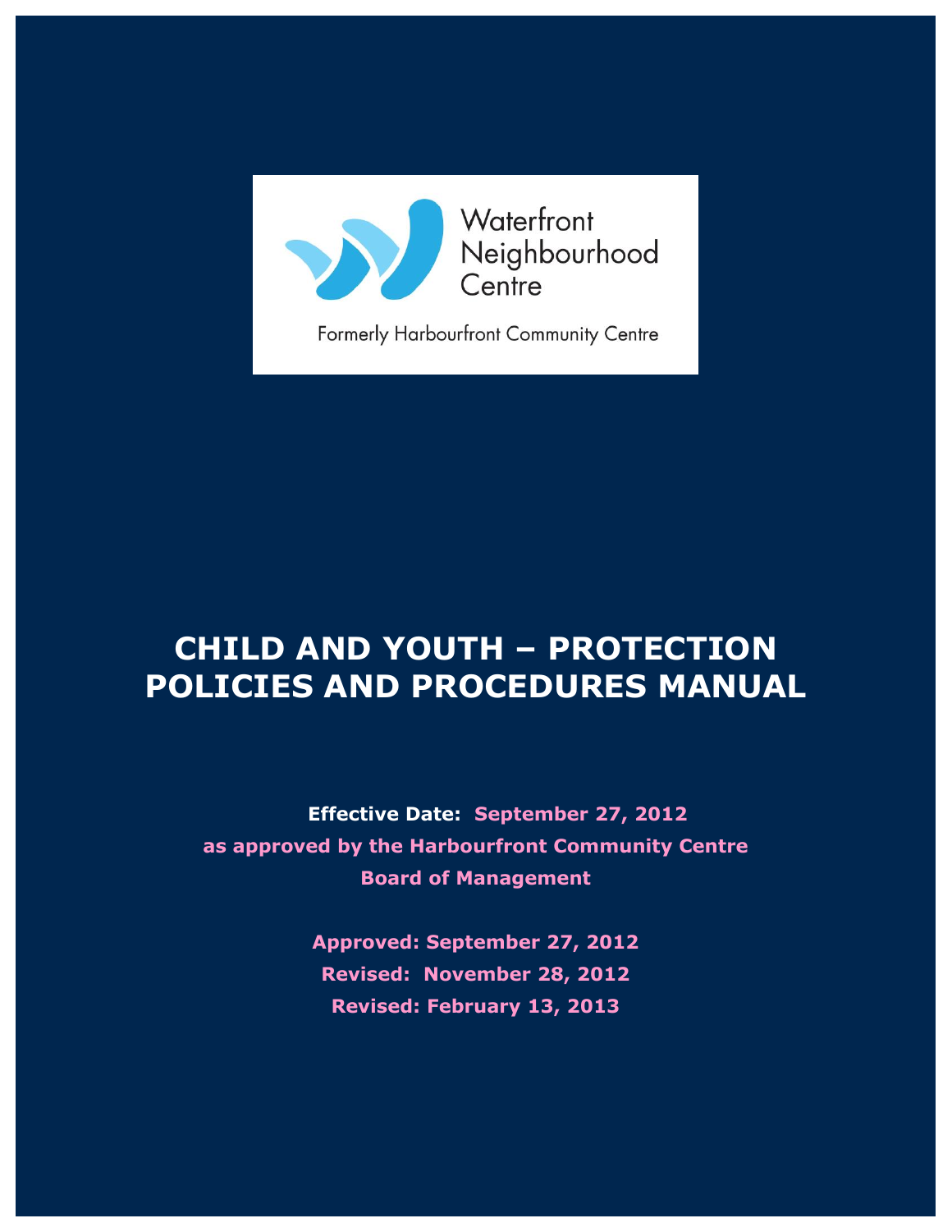Waterfront Neighbourhood Centre

Formerly Harbourfront Community Centre

# CHILD AND YOUTH – PROTECTION POLICIES AND PROCEDURES MANUAL

**Effective Date: September 27, 2012**
**as approved by the Harbourfront Community Centre Board of Management**

**Approved: September 27, 2012**
**Revised: November 28, 2012**
**Revised: February 13, 2013**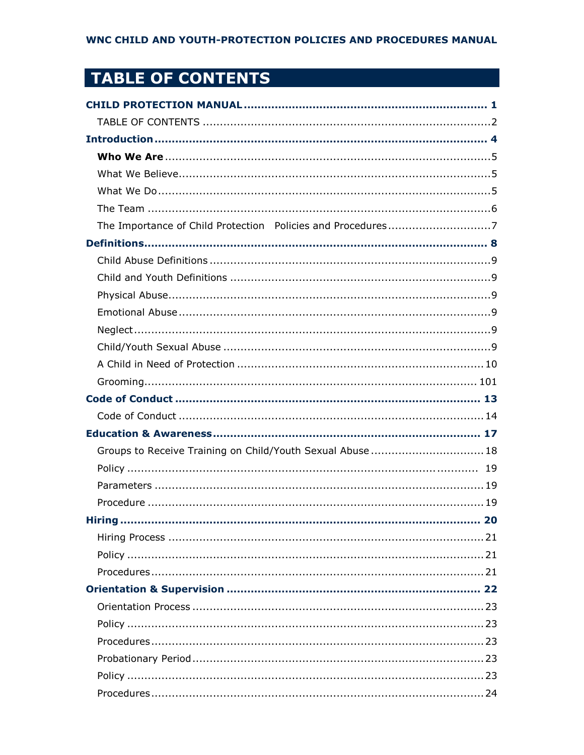# TABLE OF CONTENTS

**CHILD PROTECTION MANUAL** ........................................................................ **1**

TABLE OF CONTENTS ........................................................................ 2

**Introduction** ........................................................................ **4**

**Who We Are** ........................................................................ 5

What We Believe ........................................................................ 5

What We Do ........................................................................ 5

The Team ........................................................................ 6

The Importance of Child Protection Policies and Procedures ........................................................................ 7

**Definitions** ........................................................................ **8**

Child Abuse Definitions ........................................................................ 9

Child and Youth Definitions ........................................................................ 9

Physical Abuse ........................................................................ 9

Emotional Abuse ........................................................................ 9

Neglect ........................................................................ 9

Child/Youth Sexual Abuse ........................................................................ 9

A Child in Need of Protection ........................................................................ 10

Grooming ........................................................................ 101

**Code of Conduct** ........................................................................ **13**

Code of Conduct ........................................................................ 14

**Education & Awareness** ........................................................................ **17**

Groups to Receive Training on Child/Youth Sexual Abuse ........................................................................ 18

Policy ........................................................................ 19

Parameters ........................................................................ 19

Procedure ........................................................................ 19

**Hiring** ........................................................................ **20**

Hiring Process ........................................................................ 21

Policy ........................................................................ 21

Procedures ........................................................................ 21

**Orientation & Supervision** ........................................................................ **22**

Orientation Process ........................................................................ 23

Policy ........................................................................ 23

Procedures ........................................................................ 23

Probationary Period ........................................................................ 23

Policy ........................................................................ 23

Procedures ........................................................................ 24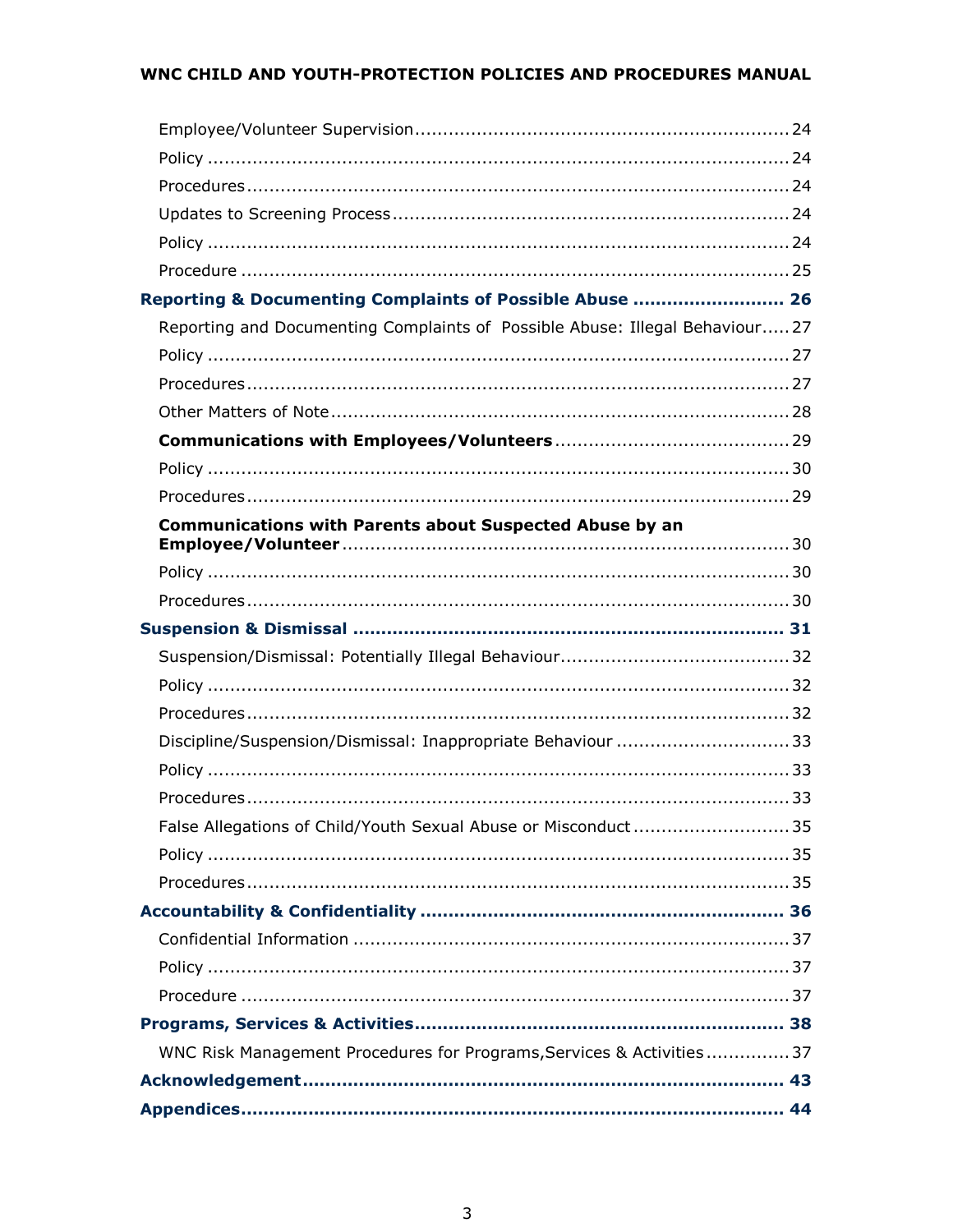Employee/Volunteer Supervision ........ 24

Policy ........ 24

Procedures ........ 24

Updates to Screening Process ........ 24

Policy ........ 24

Procedure ........ 25

**Reporting & Documenting Complaints of Possible Abuse ........ 26**

Reporting and Documenting Complaints of Possible Abuse: Illegal Behaviour ........ 27

Policy ........ 27

Procedures ........ 27

Other Matters of Note ........ 28

**Communications with Employees/Volunteers ........ 29**

Policy ........ 30

Procedures ........ 29

**Communications with Parents about Suspected Abuse by an Employee/Volunteer ........ 30**

Policy ........ 30

Procedures ........ 30

**Suspension & Dismissal ........ 31**

Suspension/Dismissal: Potentially Illegal Behaviour ........ 32

Policy ........ 32

Procedures ........ 32

Discipline/Suspension/Dismissal: Inappropriate Behaviour ........ 33

Policy ........ 33

Procedures ........ 33

False Allegations of Child/Youth Sexual Abuse or Misconduct ........ 35

Policy ........ 35

Procedures ........ 35

**Accountability & Confidentiality ........ 36**

Confidential Information ........ 37

Policy ........ 37

Procedure ........ 37

**Programs, Services & Activities ........ 38**

WNC Risk Management Procedures for Programs,Services & Activities ........ 37

**Acknowledgement ........ 43**

**Appendices ........ 44**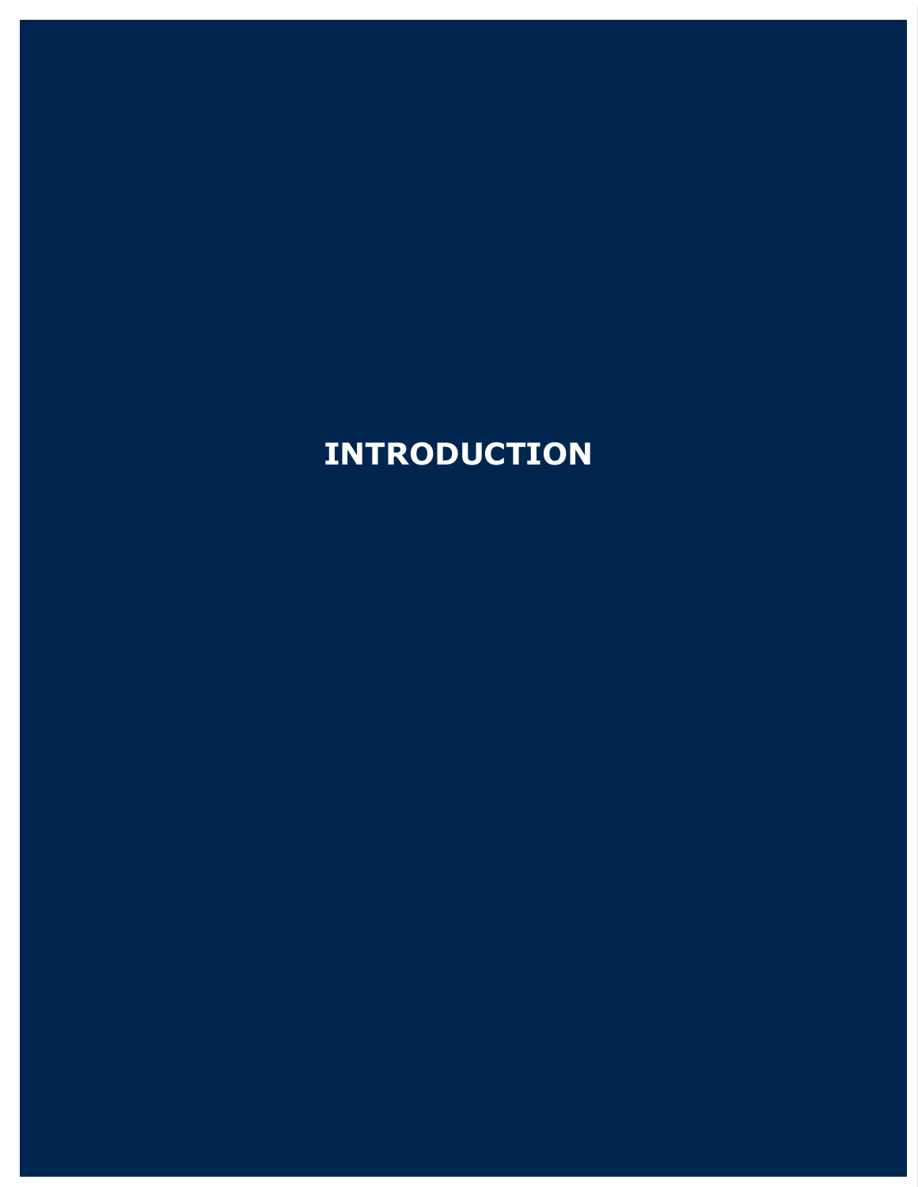# INTRODUCTION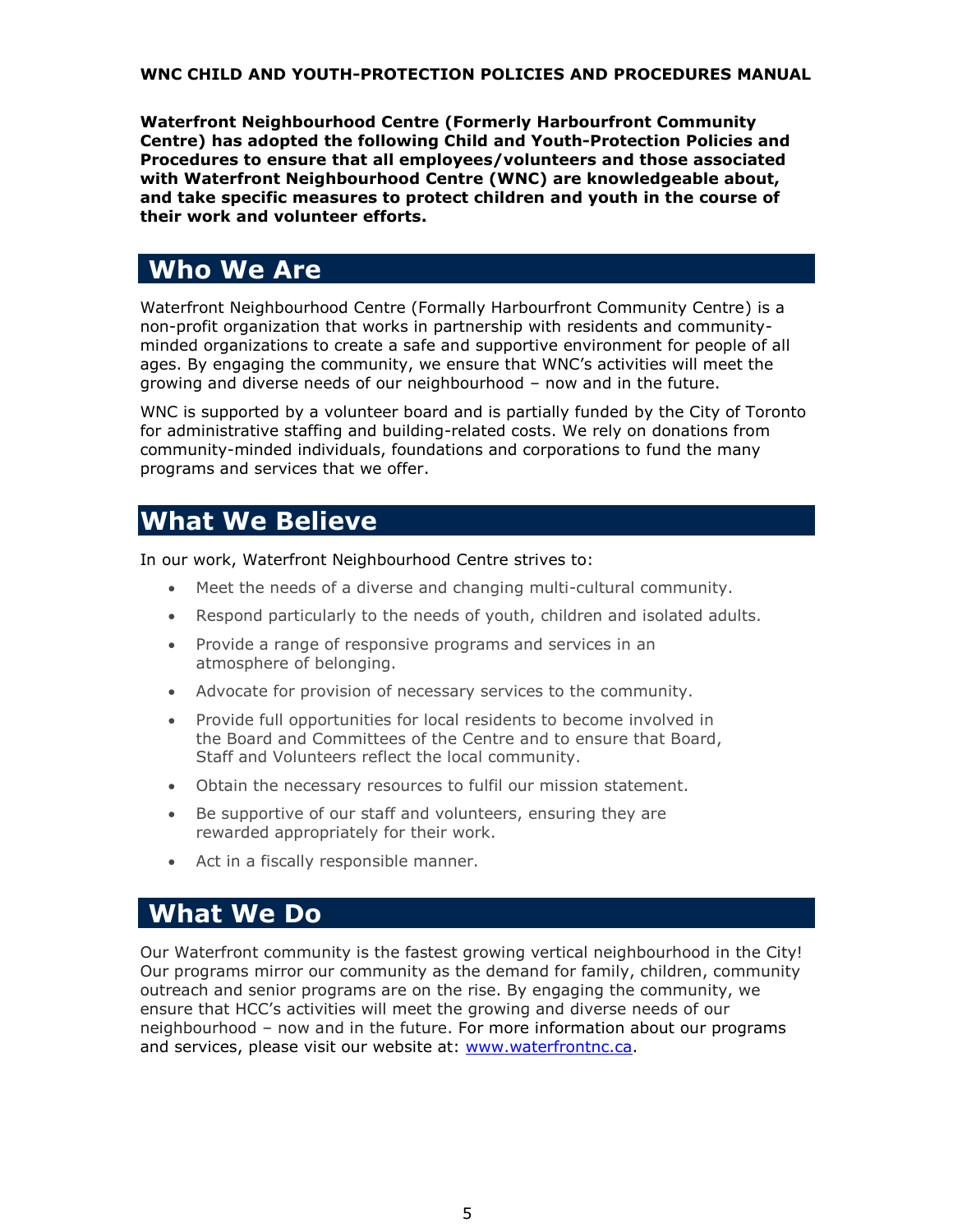**WNC CHILD AND YOUTH-PROTECTION POLICIES AND PROCEDURES MANUAL**

**Waterfront Neighbourhood Centre (Formerly Harbourfront Community Centre) has adopted the following Child and Youth-Protection Policies and Procedures to ensure that all employees/volunteers and those associated with Waterfront Neighbourhood Centre (WNC) are knowledgeable about, and take specific measures to protect children and youth in the course of their work and volunteer efforts.**

## Who We Are

Waterfront Neighbourhood Centre (Formally Harbourfront Community Centre) is a non-profit organization that works in partnership with residents and community-minded organizations to create a safe and supportive environment for people of all ages. By engaging the community, we ensure that WNC's activities will meet the growing and diverse needs of our neighbourhood – now and in the future.

WNC is supported by a volunteer board and is partially funded by the City of Toronto for administrative staffing and building-related costs. We rely on donations from community-minded individuals, foundations and corporations to fund the many programs and services that we offer.

## What We Believe

In our work, Waterfront Neighbourhood Centre strives to:

- Meet the needs of a diverse and changing multi-cultural community.
- Respond particularly to the needs of youth, children and isolated adults.
- Provide a range of responsive programs and services in an atmosphere of belonging.
- Advocate for provision of necessary services to the community.
- Provide full opportunities for local residents to become involved in the Board and Committees of the Centre and to ensure that Board, Staff and Volunteers reflect the local community.
- Obtain the necessary resources to fulfil our mission statement.
- Be supportive of our staff and volunteers, ensuring they are rewarded appropriately for their work.
- Act in a fiscally responsible manner.

## What We Do

Our Waterfront community is the fastest growing vertical neighbourhood in the City! Our programs mirror our community as the demand for family, children, community outreach and senior programs are on the rise. By engaging the community, we ensure that HCC's activities will meet the growing and diverse needs of our neighbourhood – now and in the future. For more information about our programs and services, please visit our website at: [www.waterfrontnc.ca](http://www.waterfrontnc.ca).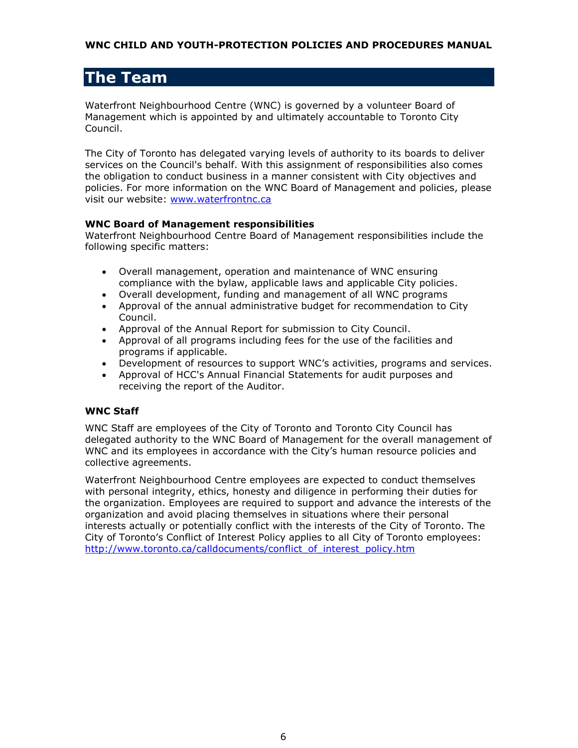# The Team

Waterfront Neighbourhood Centre (WNC) is governed by a volunteer Board of Management which is appointed by and ultimately accountable to Toronto City Council.

The City of Toronto has delegated varying levels of authority to its boards to deliver services on the Council's behalf. With this assignment of responsibilities also comes the obligation to conduct business in a manner consistent with City objectives and policies. For more information on the WNC Board of Management and policies, please visit our website: [www.waterfrontnc.ca](http://www.waterfrontnc.ca)

**WNC Board of Management responsibilities**
Waterfront Neighbourhood Centre Board of Management responsibilities include the following specific matters:

- Overall management, operation and maintenance of WNC ensuring compliance with the bylaw, applicable laws and applicable City policies.
- Overall development, funding and management of all WNC programs
- Approval of the annual administrative budget for recommendation to City Council.
- Approval of the Annual Report for submission to City Council.
- Approval of all programs including fees for the use of the facilities and programs if applicable.
- Development of resources to support WNC's activities, programs and services.
- Approval of HCC's Annual Financial Statements for audit purposes and receiving the report of the Auditor.

**WNC Staff**

WNC Staff are employees of the City of Toronto and Toronto City Council has delegated authority to the WNC Board of Management for the overall management of WNC and its employees in accordance with the City's human resource policies and collective agreements.

Waterfront Neighbourhood Centre employees are expected to conduct themselves with personal integrity, ethics, honesty and diligence in performing their duties for the organization. Employees are required to support and advance the interests of the organization and avoid placing themselves in situations where their personal interests actually or potentially conflict with the interests of the City of Toronto. The City of Toronto's Conflict of Interest Policy applies to all City of Toronto employees: [http://www.toronto.ca/calldocuments/conflict_of_interest_policy.htm](http://www.toronto.ca/calldocuments/conflict_of_interest_policy.htm)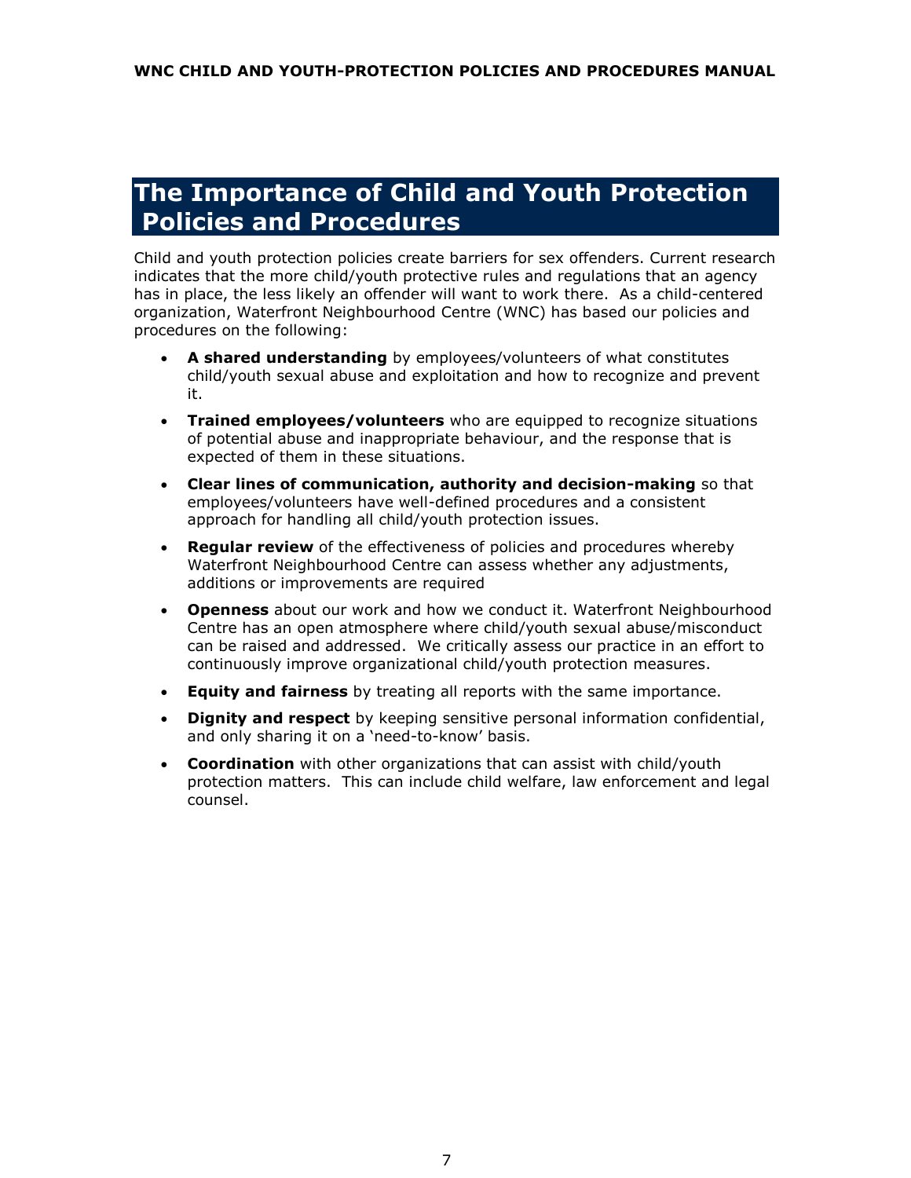# The Importance of Child and Youth Protection Policies and Procedures

Child and youth protection policies create barriers for sex offenders. Current research indicates that the more child/youth protective rules and regulations that an agency has in place, the less likely an offender will want to work there. As a child-centered organization, Waterfront Neighbourhood Centre (WNC) has based our policies and procedures on the following:

- **A shared understanding** by employees/volunteers of what constitutes child/youth sexual abuse and exploitation and how to recognize and prevent it.
- **Trained employees/volunteers** who are equipped to recognize situations of potential abuse and inappropriate behaviour, and the response that is expected of them in these situations.
- **Clear lines of communication, authority and decision-making** so that employees/volunteers have well-defined procedures and a consistent approach for handling all child/youth protection issues.
- **Regular review** of the effectiveness of policies and procedures whereby Waterfront Neighbourhood Centre can assess whether any adjustments, additions or improvements are required
- **Openness** about our work and how we conduct it. Waterfront Neighbourhood Centre has an open atmosphere where child/youth sexual abuse/misconduct can be raised and addressed. We critically assess our practice in an effort to continuously improve organizational child/youth protection measures.
- **Equity and fairness** by treating all reports with the same importance.
- **Dignity and respect** by keeping sensitive personal information confidential, and only sharing it on a 'need-to-know' basis.
- **Coordination** with other organizations that can assist with child/youth protection matters. This can include child welfare, law enforcement and legal counsel.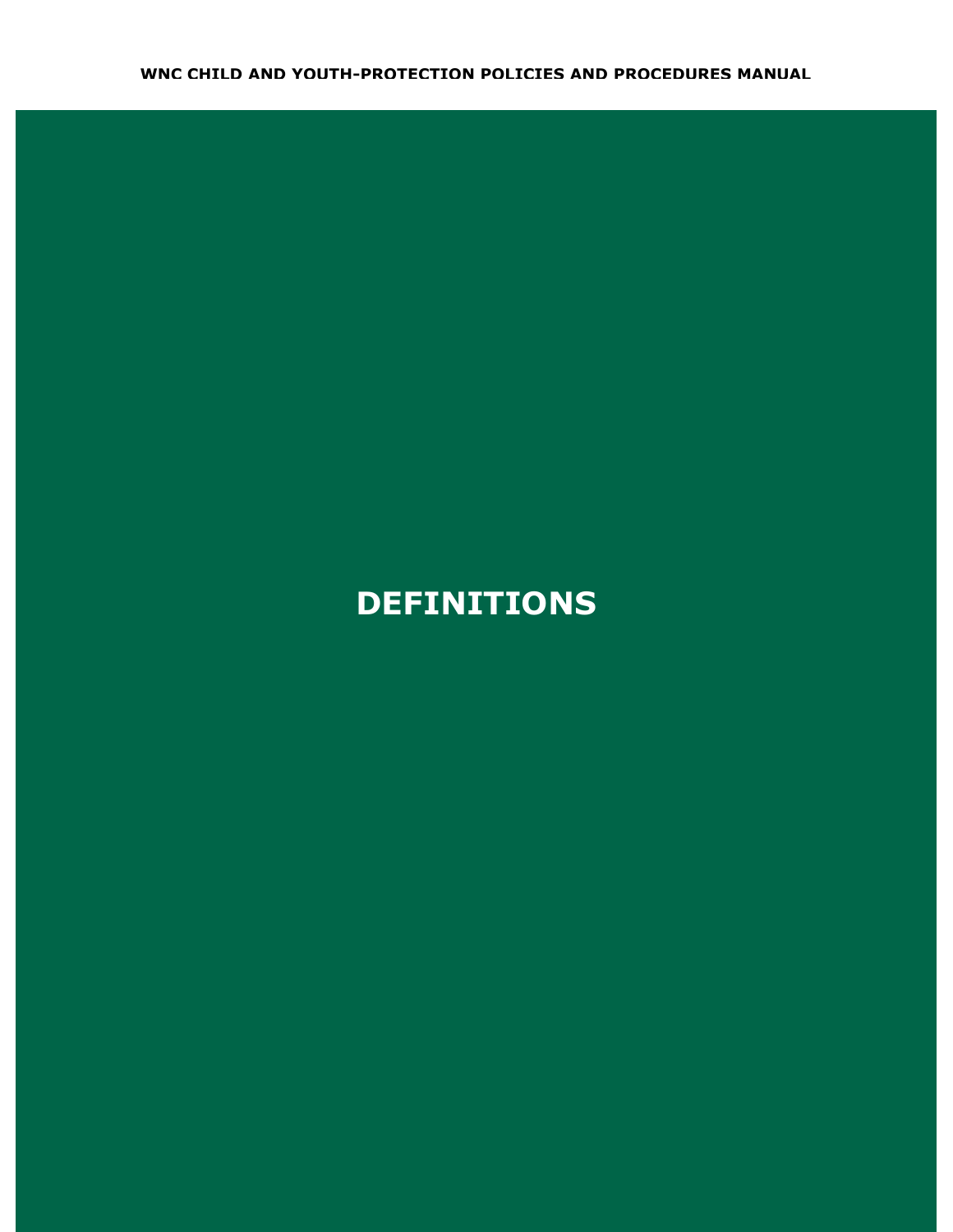# DEFINITIONS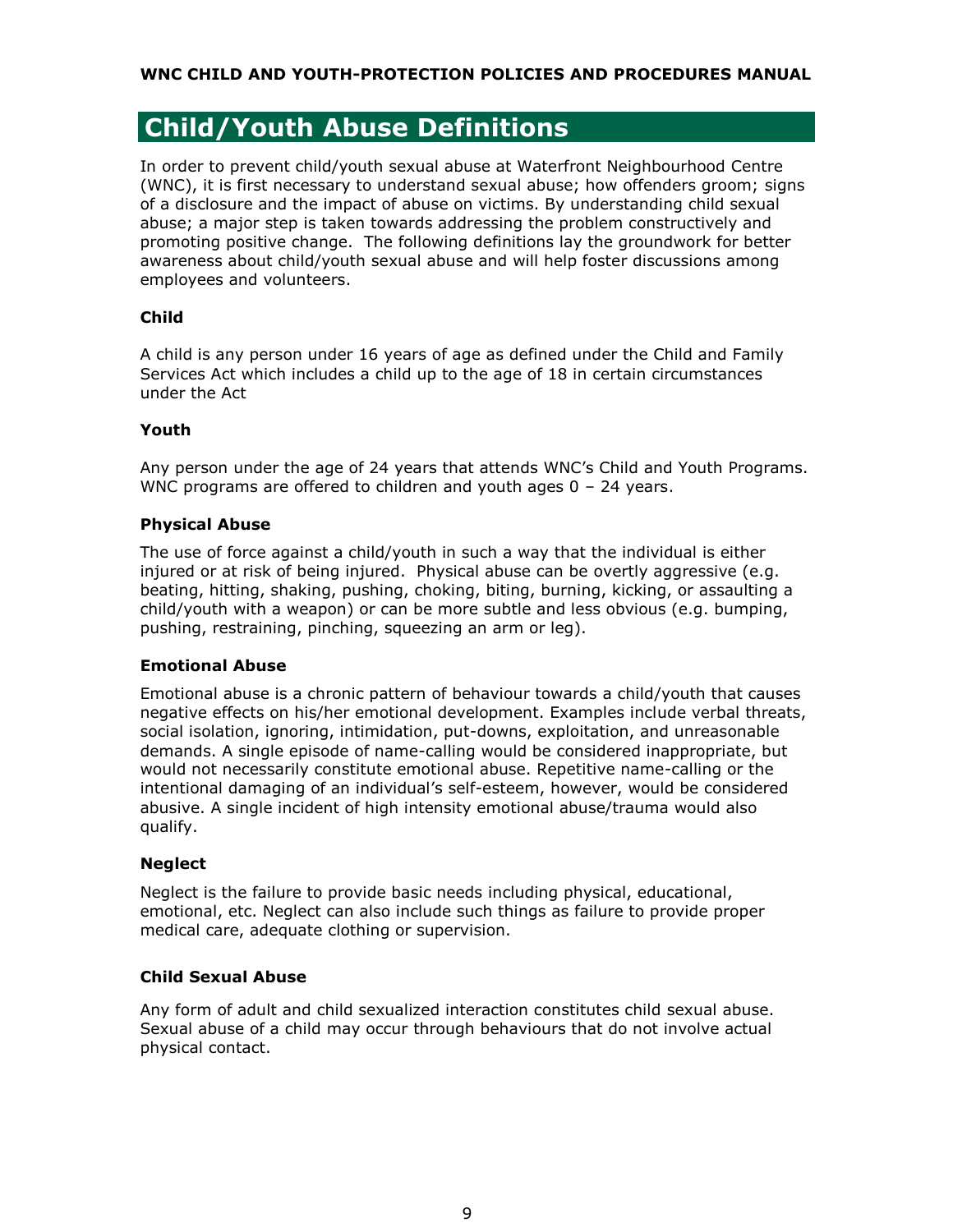# Child/Youth Abuse Definitions

In order to prevent child/youth sexual abuse at Waterfront Neighbourhood Centre (WNC), it is first necessary to understand sexual abuse; how offenders groom; signs of a disclosure and the impact of abuse on victims. By understanding child sexual abuse; a major step is taken towards addressing the problem constructively and promoting positive change. The following definitions lay the groundwork for better awareness about child/youth sexual abuse and will help foster discussions among employees and volunteers.

### Child

A child is any person under 16 years of age as defined under the Child and Family Services Act which includes a child up to the age of 18 in certain circumstances under the Act

### Youth

Any person under the age of 24 years that attends WNC's Child and Youth Programs. WNC programs are offered to children and youth ages 0 – 24 years.

### Physical Abuse

The use of force against a child/youth in such a way that the individual is either injured or at risk of being injured. Physical abuse can be overtly aggressive (e.g. beating, hitting, shaking, pushing, choking, biting, burning, kicking, or assaulting a child/youth with a weapon) or can be more subtle and less obvious (e.g. bumping, pushing, restraining, pinching, squeezing an arm or leg).

### Emotional Abuse

Emotional abuse is a chronic pattern of behaviour towards a child/youth that causes negative effects on his/her emotional development. Examples include verbal threats, social isolation, ignoring, intimidation, put-downs, exploitation, and unreasonable demands. A single episode of name-calling would be considered inappropriate, but would not necessarily constitute emotional abuse. Repetitive name-calling or the intentional damaging of an individual's self-esteem, however, would be considered abusive. A single incident of high intensity emotional abuse/trauma would also qualify.

### Neglect

Neglect is the failure to provide basic needs including physical, educational, emotional, etc. Neglect can also include such things as failure to provide proper medical care, adequate clothing or supervision.

### Child Sexual Abuse

Any form of adult and child sexualized interaction constitutes child sexual abuse. Sexual abuse of a child may occur through behaviours that do not involve actual physical contact.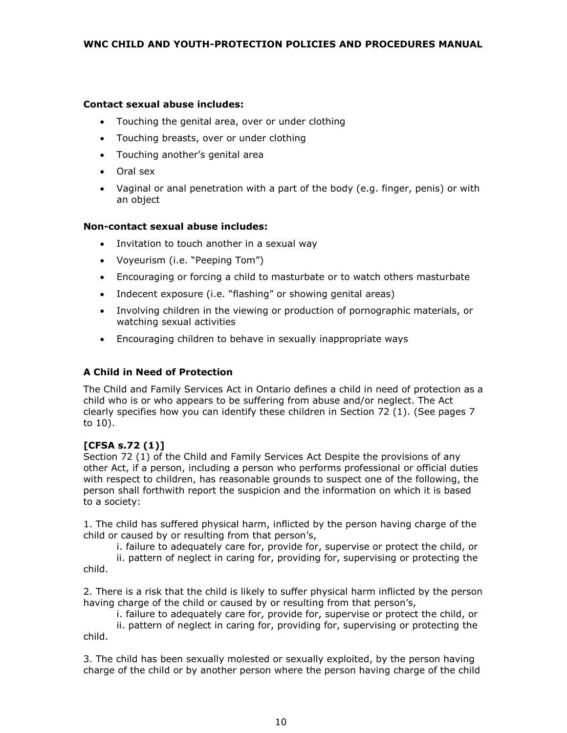**Contact sexual abuse includes:**

- Touching the genital area, over or under clothing
- Touching breasts, over or under clothing
- Touching another's genital area
- Oral sex
- Vaginal or anal penetration with a part of the body (e.g. finger, penis) or with an object

**Non-contact sexual abuse includes:**

- Invitation to touch another in a sexual way
- Voyeurism (i.e. "Peeping Tom")
- Encouraging or forcing a child to masturbate or to watch others masturbate
- Indecent exposure (i.e. "flashing" or showing genital areas)
- Involving children in the viewing or production of pornographic materials, or watching sexual activities
- Encouraging children to behave in sexually inappropriate ways

### A Child in Need of Protection

The Child and Family Services Act in Ontario defines a child in need of protection as a child who is or who appears to be suffering from abuse and/or neglect. The Act clearly specifies how you can identify these children in Section 72 (1). (See pages 7 to 10).

**[CFSA s.72 (1)]**
Section 72 (1) of the Child and Family Services Act Despite the provisions of any other Act, if a person, including a person who performs professional or official duties with respect to children, has reasonable grounds to suspect one of the following, the person shall forthwith report the suspicion and the information on which it is based to a society:

1. The child has suffered physical harm, inflicted by the person having charge of the child or caused by or resulting from that person's,
   i. failure to adequately care for, provide for, supervise or protect the child, or
   ii. pattern of neglect in caring for, providing for, supervising or protecting the child.

2. There is a risk that the child is likely to suffer physical harm inflicted by the person having charge of the child or caused by or resulting from that person's,
   i. failure to adequately care for, provide for, supervise or protect the child, or
   ii. pattern of neglect in caring for, providing for, supervising or protecting the child.

3. The child has been sexually molested or sexually exploited, by the person having charge of the child or by another person where the person having charge of the child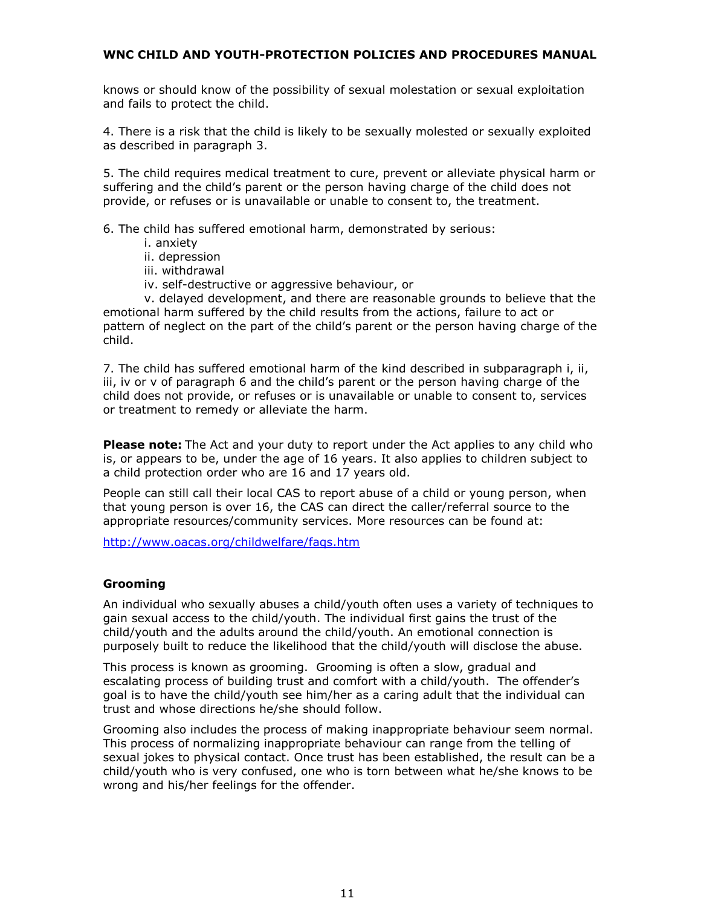knows or should know of the possibility of sexual molestation or sexual exploitation and fails to protect the child.

4. There is a risk that the child is likely to be sexually molested or sexually exploited as described in paragraph 3.

5. The child requires medical treatment to cure, prevent or alleviate physical harm or suffering and the child's parent or the person having charge of the child does not provide, or refuses or is unavailable or unable to consent to, the treatment.

6. The child has suffered emotional harm, demonstrated by serious:

i. anxiety
ii. depression
iii. withdrawal
iv. self-destructive or aggressive behaviour, or
v. delayed development, and there are reasonable grounds to believe that the emotional harm suffered by the child results from the actions, failure to act or pattern of neglect on the part of the child's parent or the person having charge of the child.

7. The child has suffered emotional harm of the kind described in subparagraph i, ii, iii, iv or v of paragraph 6 and the child's parent or the person having charge of the child does not provide, or refuses or is unavailable or unable to consent to, services or treatment to remedy or alleviate the harm.

**Please note:** The Act and your duty to report under the Act applies to any child who is, or appears to be, under the age of 16 years. It also applies to children subject to a child protection order who are 16 and 17 years old.

People can still call their local CAS to report abuse of a child or young person, when that young person is over 16, the CAS can direct the caller/referral source to the appropriate resources/community services. More resources can be found at:

http://www.oacas.org/childwelfare/faqs.htm

### Grooming

An individual who sexually abuses a child/youth often uses a variety of techniques to gain sexual access to the child/youth. The individual first gains the trust of the child/youth and the adults around the child/youth. An emotional connection is purposely built to reduce the likelihood that the child/youth will disclose the abuse.

This process is known as grooming. Grooming is often a slow, gradual and escalating process of building trust and comfort with a child/youth. The offender's goal is to have the child/youth see him/her as a caring adult that the individual can trust and whose directions he/she should follow.

Grooming also includes the process of making inappropriate behaviour seem normal. This process of normalizing inappropriate behaviour can range from the telling of sexual jokes to physical contact. Once trust has been established, the result can be a child/youth who is very confused, one who is torn between what he/she knows to be wrong and his/her feelings for the offender.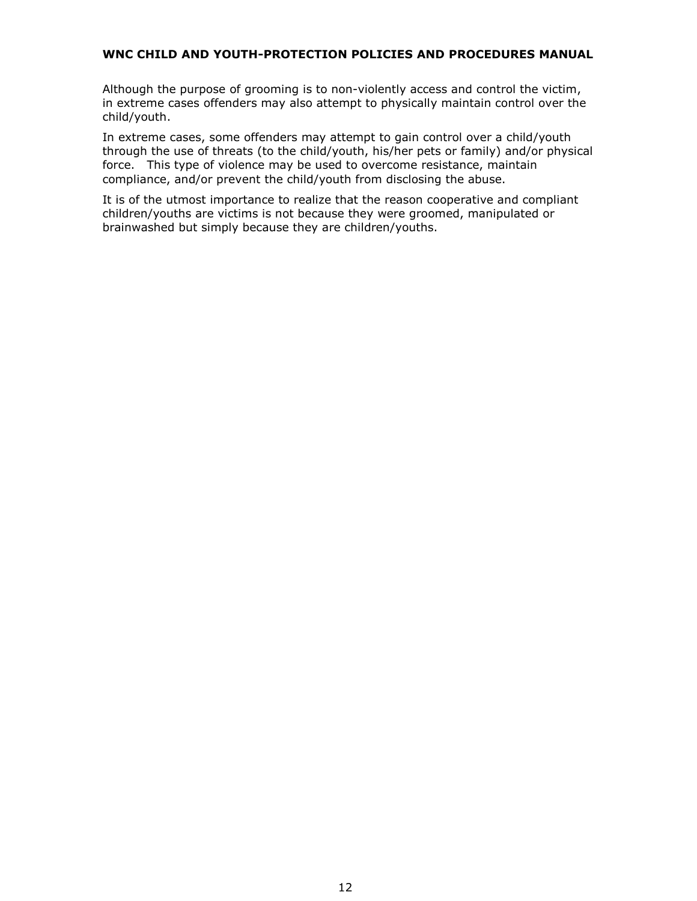Although the purpose of grooming is to non-violently access and control the victim, in extreme cases offenders may also attempt to physically maintain control over the child/youth.

In extreme cases, some offenders may attempt to gain control over a child/youth through the use of threats (to the child/youth, his/her pets or family) and/or physical force. This type of violence may be used to overcome resistance, maintain compliance, and/or prevent the child/youth from disclosing the abuse.

It is of the utmost importance to realize that the reason cooperative and compliant children/youths are victims is not because they were groomed, manipulated or brainwashed but simply because they are children/youths.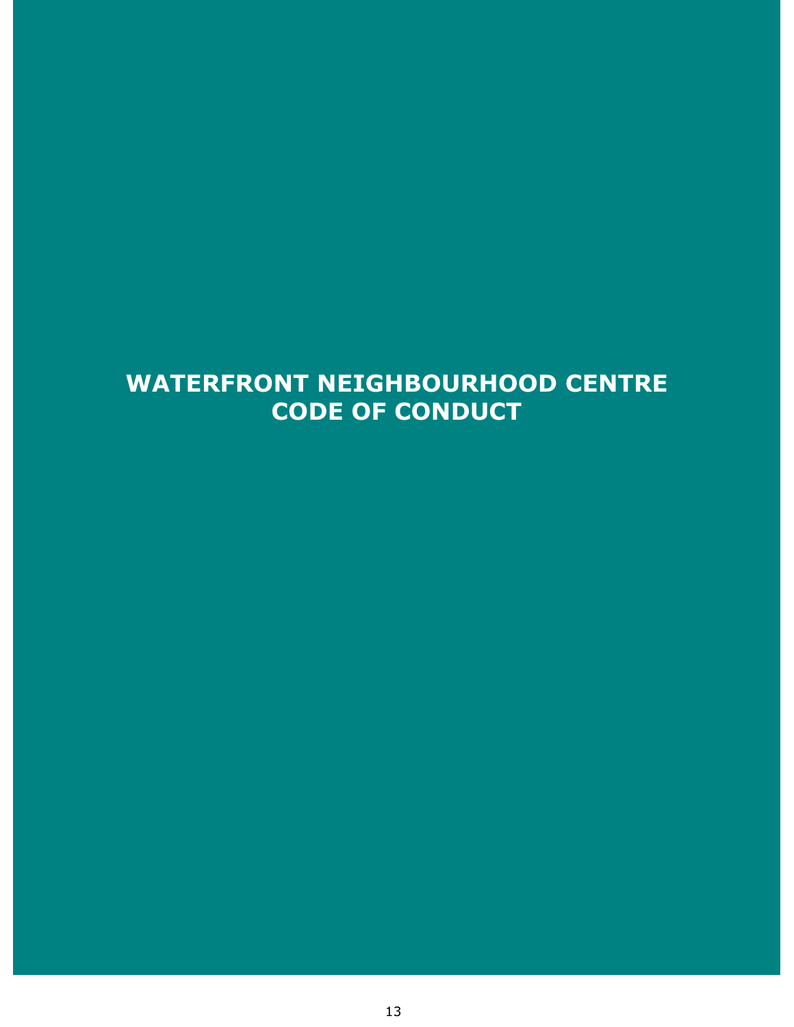# WATERFRONT NEIGHBOURHOOD CENTRE
# CODE OF CONDUCT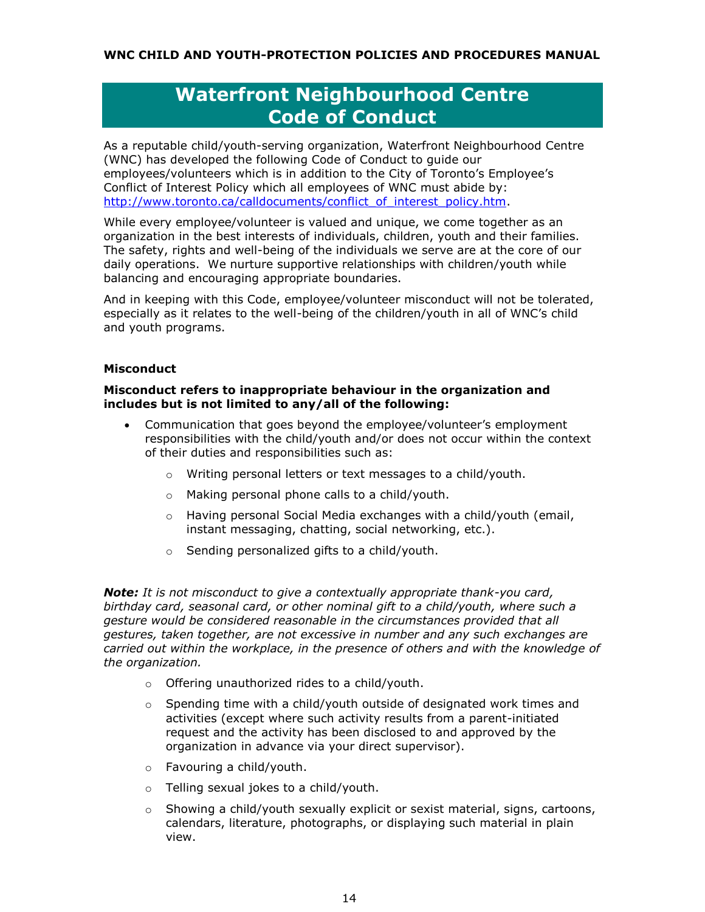# Waterfront Neighbourhood Centre Code of Conduct

As a reputable child/youth-serving organization, Waterfront Neighbourhood Centre (WNC) has developed the following Code of Conduct to guide our employees/volunteers which is in addition to the City of Toronto's Employee's Conflict of Interest Policy which all employees of WNC must abide by: [http://www.toronto.ca/calldocuments/conflict_of_interest_policy.htm](http://www.toronto.ca/calldocuments/conflict_of_interest_policy.htm).

While every employee/volunteer is valued and unique, we come together as an organization in the best interests of individuals, children, youth and their families. The safety, rights and well-being of the individuals we serve are at the core of our daily operations. We nurture supportive relationships with children/youth while balancing and encouraging appropriate boundaries.

And in keeping with this Code, employee/volunteer misconduct will not be tolerated, especially as it relates to the well-being of the children/youth in all of WNC's child and youth programs.

**Misconduct**

**Misconduct refers to inappropriate behaviour in the organization and includes but is not limited to any/all of the following:**

- Communication that goes beyond the employee/volunteer's employment responsibilities with the child/youth and/or does not occur within the context of their duties and responsibilities such as:
  - Writing personal letters or text messages to a child/youth.
  - Making personal phone calls to a child/youth.
  - Having personal Social Media exchanges with a child/youth (email, instant messaging, chatting, social networking, etc.).
  - Sending personalized gifts to a child/youth.

***Note:*** *It is not misconduct to give a contextually appropriate thank-you card, birthday card, seasonal card, or other nominal gift to a child/youth, where such a gesture would be considered reasonable in the circumstances provided that all gestures, taken together, are not excessive in number and any such exchanges are carried out within the workplace, in the presence of others and with the knowledge of the organization.*

- Offering unauthorized rides to a child/youth.
- Spending time with a child/youth outside of designated work times and activities (except where such activity results from a parent-initiated request and the activity has been disclosed to and approved by the organization in advance via your direct supervisor).
- Favouring a child/youth.
- Telling sexual jokes to a child/youth.
- Showing a child/youth sexually explicit or sexist material, signs, cartoons, calendars, literature, photographs, or displaying such material in plain view.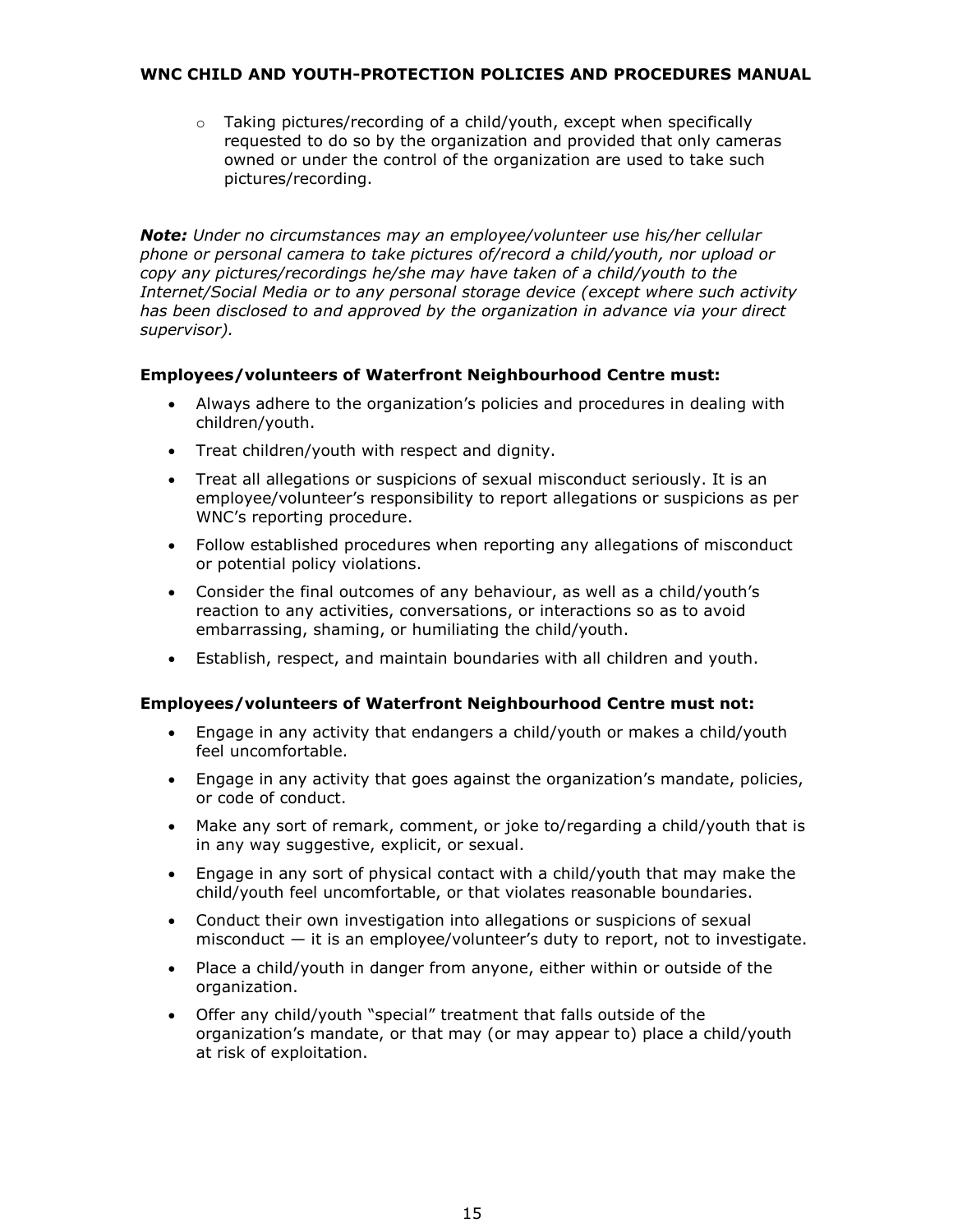- Taking pictures/recording of a child/youth, except when specifically requested to do so by the organization and provided that only cameras owned or under the control of the organization are used to take such pictures/recording.

***Note:*** *Under no circumstances may an employee/volunteer use his/her cellular phone or personal camera to take pictures of/record a child/youth, nor upload or copy any pictures/recordings he/she may have taken of a child/youth to the Internet/Social Media or to any personal storage device (except where such activity has been disclosed to and approved by the organization in advance via your direct supervisor).*

**Employees/volunteers of Waterfront Neighbourhood Centre must:**

- Always adhere to the organization's policies and procedures in dealing with children/youth.
- Treat children/youth with respect and dignity.
- Treat all allegations or suspicions of sexual misconduct seriously. It is an employee/volunteer's responsibility to report allegations or suspicions as per WNC's reporting procedure.
- Follow established procedures when reporting any allegations of misconduct or potential policy violations.
- Consider the final outcomes of any behaviour, as well as a child/youth's reaction to any activities, conversations, or interactions so as to avoid embarrassing, shaming, or humiliating the child/youth.
- Establish, respect, and maintain boundaries with all children and youth.

**Employees/volunteers of Waterfront Neighbourhood Centre must not:**

- Engage in any activity that endangers a child/youth or makes a child/youth feel uncomfortable.
- Engage in any activity that goes against the organization's mandate, policies, or code of conduct.
- Make any sort of remark, comment, or joke to/regarding a child/youth that is in any way suggestive, explicit, or sexual.
- Engage in any sort of physical contact with a child/youth that may make the child/youth feel uncomfortable, or that violates reasonable boundaries.
- Conduct their own investigation into allegations or suspicions of sexual misconduct — it is an employee/volunteer's duty to report, not to investigate.
- Place a child/youth in danger from anyone, either within or outside of the organization.
- Offer any child/youth "special" treatment that falls outside of the organization's mandate, or that may (or may appear to) place a child/youth at risk of exploitation.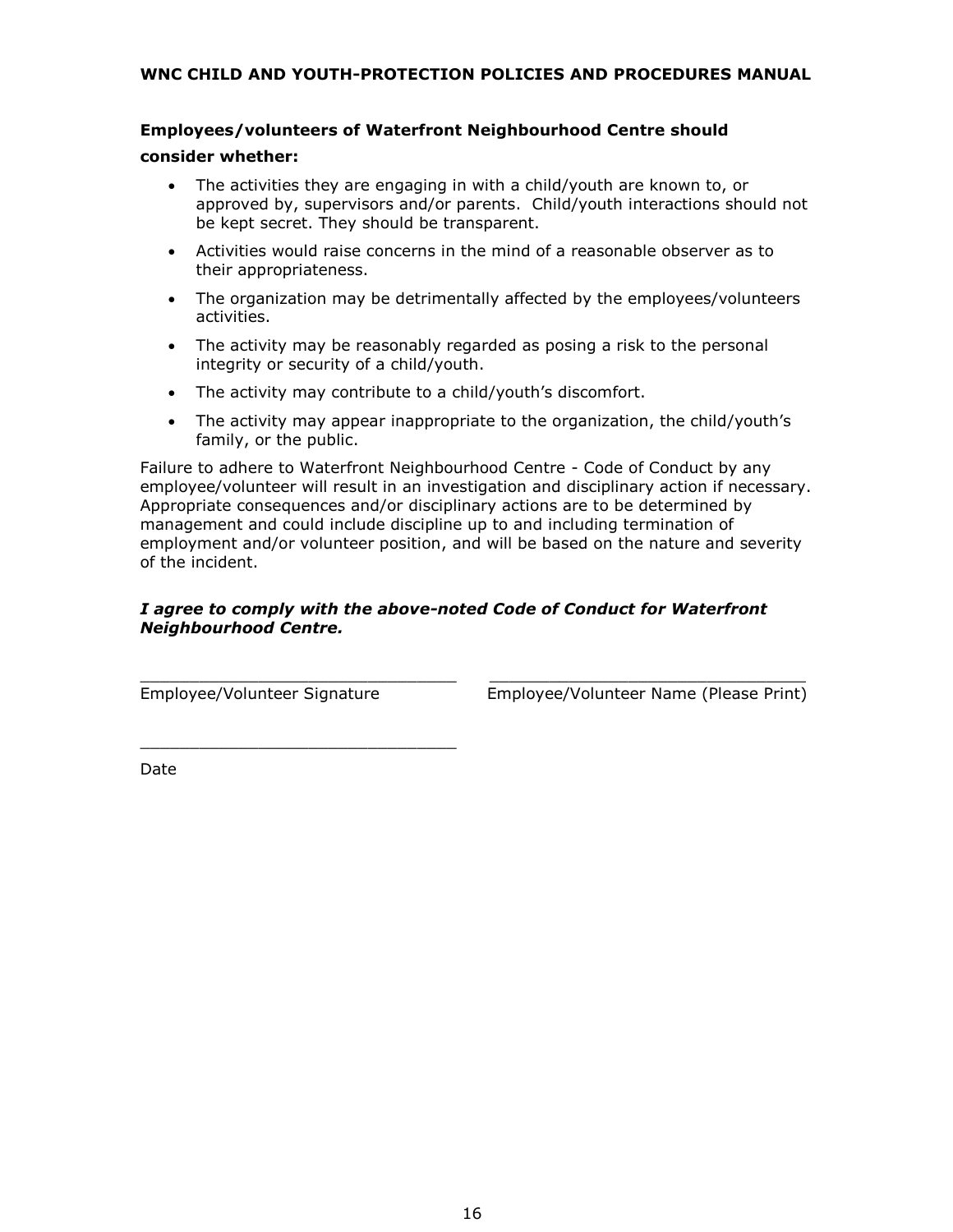**Employees/volunteers of Waterfront Neighbourhood Centre should consider whether:**

- The activities they are engaging in with a child/youth are known to, or approved by, supervisors and/or parents. Child/youth interactions should not be kept secret. They should be transparent.
- Activities would raise concerns in the mind of a reasonable observer as to their appropriateness.
- The organization may be detrimentally affected by the employees/volunteers activities.
- The activity may be reasonably regarded as posing a risk to the personal integrity or security of a child/youth.
- The activity may contribute to a child/youth's discomfort.
- The activity may appear inappropriate to the organization, the child/youth's family, or the public.

Failure to adhere to Waterfront Neighbourhood Centre - Code of Conduct by any employee/volunteer will result in an investigation and disciplinary action if necessary. Appropriate consequences and/or disciplinary actions are to be determined by management and could include discipline up to and including termination of employment and/or volunteer position, and will be based on the nature and severity of the incident.

***I agree to comply with the above-noted Code of Conduct for Waterfront Neighbourhood Centre.***

_________________________________ _________________________________
Employee/Volunteer Signature Employee/Volunteer Name (Please Print)

_________________________________
Date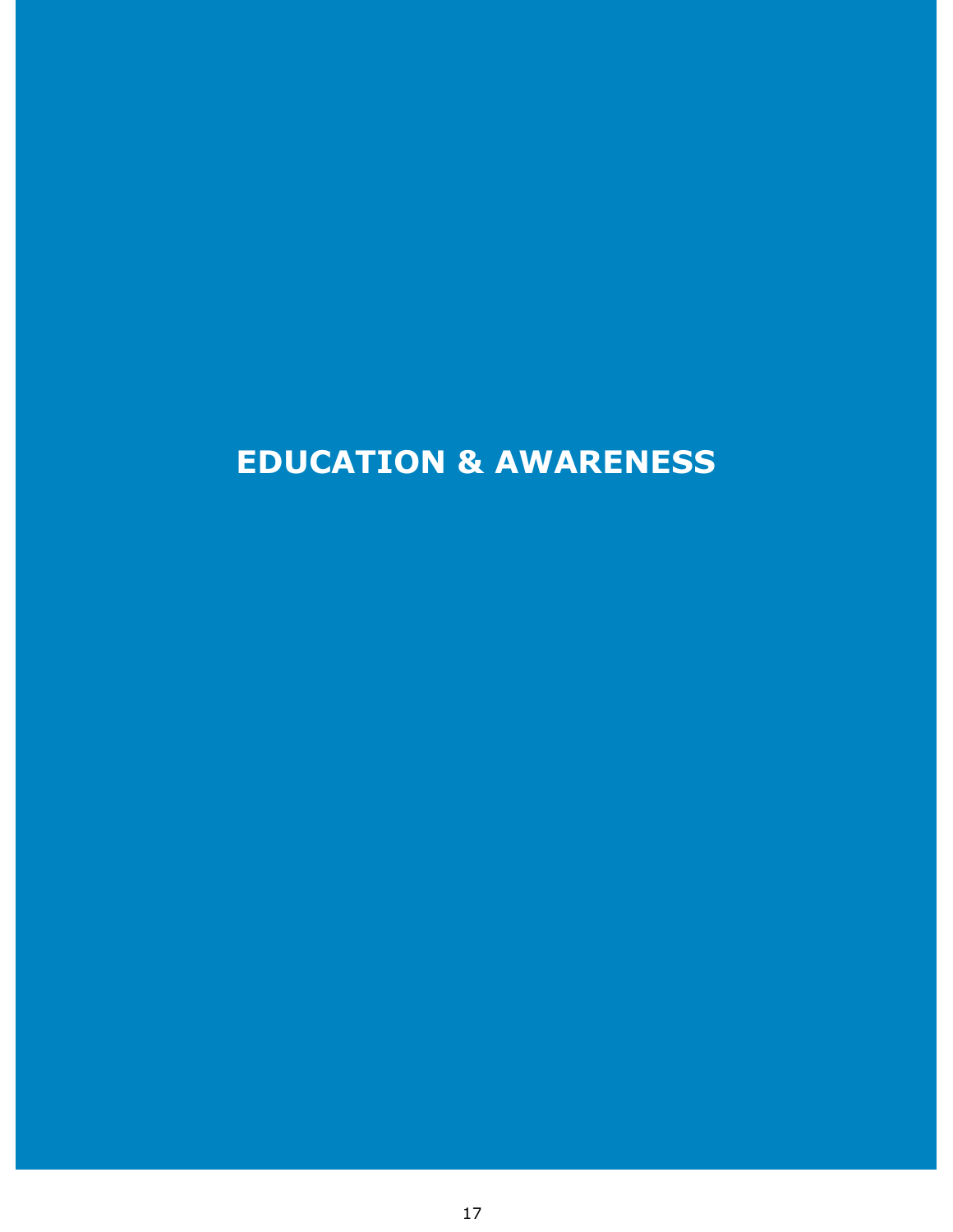# EDUCATION & AWARENESS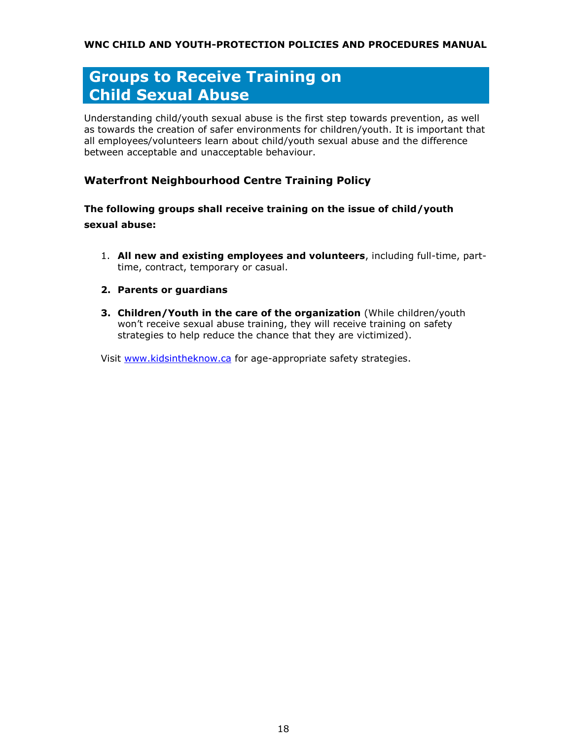# Groups to Receive Training on Child Sexual Abuse

Understanding child/youth sexual abuse is the first step towards prevention, as well as towards the creation of safer environments for children/youth. It is important that all employees/volunteers learn about child/youth sexual abuse and the difference between acceptable and unacceptable behaviour.

## Waterfront Neighbourhood Centre Training Policy

**The following groups shall receive training on the issue of child/youth sexual abuse:**

1. **All new and existing employees and volunteers**, including full-time, part-time, contract, temporary or casual.
2. **Parents or guardians**
3. **Children/Youth in the care of the organization** (While children/youth won't receive sexual abuse training, they will receive training on safety strategies to help reduce the chance that they are victimized).

Visit [www.kidsintheknow.ca](http://www.kidsintheknow.ca) for age-appropriate safety strategies.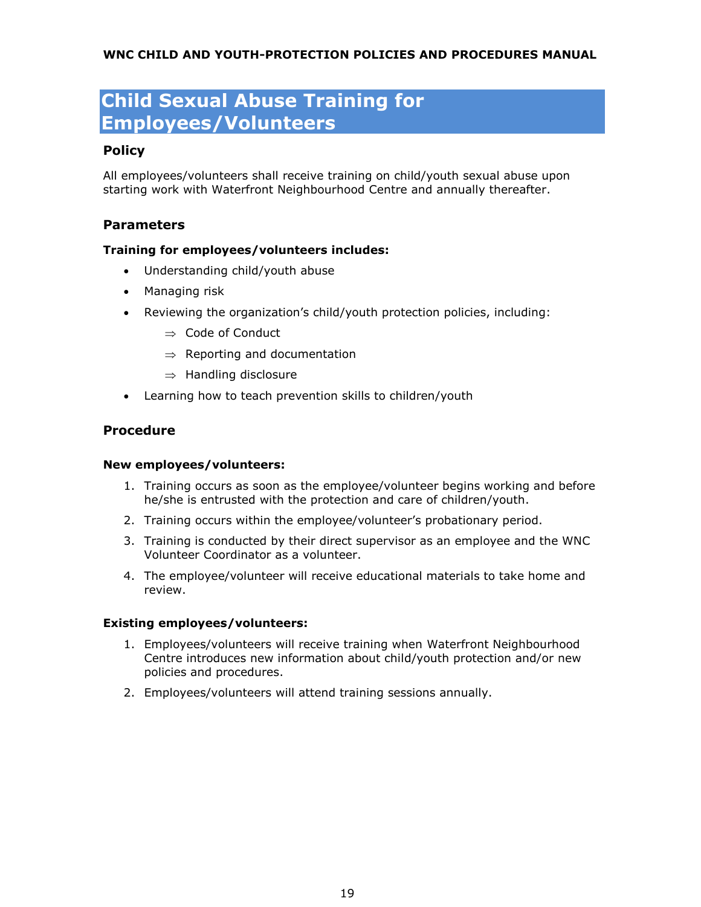# Child Sexual Abuse Training for Employees/Volunteers

## Policy

All employees/volunteers shall receive training on child/youth sexual abuse upon starting work with Waterfront Neighbourhood Centre and annually thereafter.

## Parameters

**Training for employees/volunteers includes:**

- Understanding child/youth abuse
- Managing risk
- Reviewing the organization's child/youth protection policies, including:
  - ⇒ Code of Conduct
  - ⇒ Reporting and documentation
  - ⇒ Handling disclosure
- Learning how to teach prevention skills to children/youth

## Procedure

**New employees/volunteers:**

1. Training occurs as soon as the employee/volunteer begins working and before he/she is entrusted with the protection and care of children/youth.
2. Training occurs within the employee/volunteer's probationary period.
3. Training is conducted by their direct supervisor as an employee and the WNC Volunteer Coordinator as a volunteer.
4. The employee/volunteer will receive educational materials to take home and review.

**Existing employees/volunteers:**

1. Employees/volunteers will receive training when Waterfront Neighbourhood Centre introduces new information about child/youth protection and/or new policies and procedures.
2. Employees/volunteers will attend training sessions annually.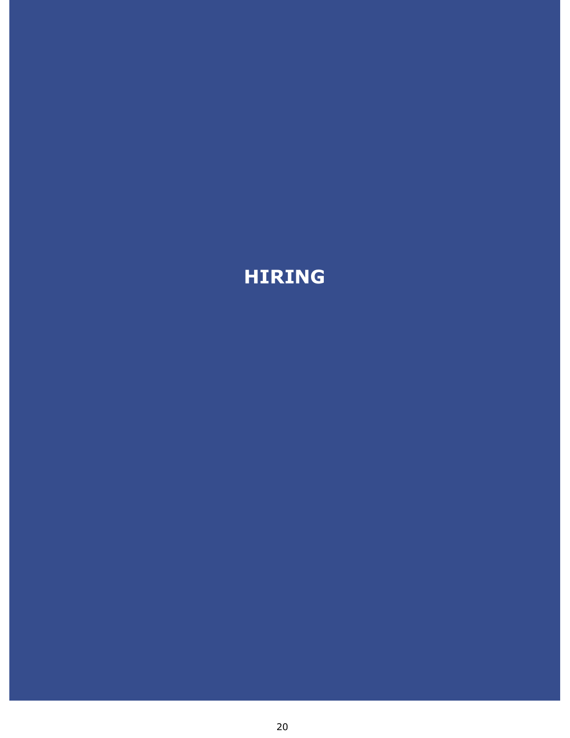# HIRING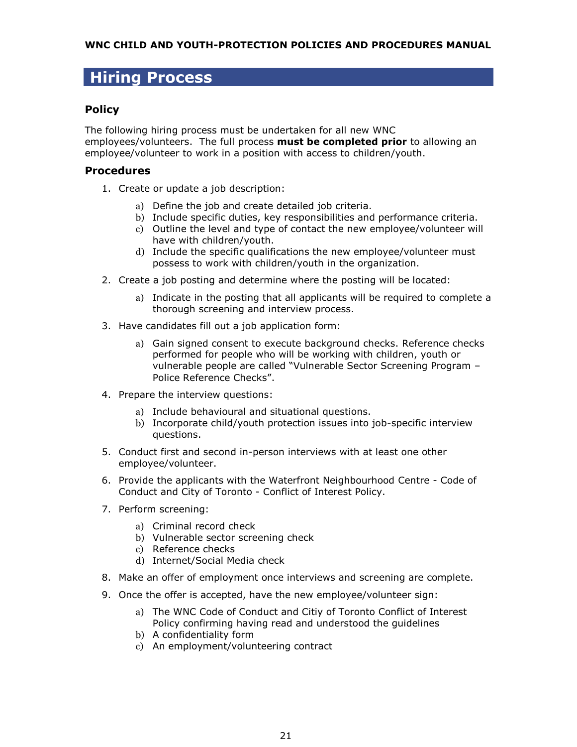# Hiring Process

## Policy

The following hiring process must be undertaken for all new WNC employees/volunteers. The full process **must be completed prior** to allowing an employee/volunteer to work in a position with access to children/youth.

## Procedures

1. Create or update a job description:
   a) Define the job and create detailed job criteria.
   b) Include specific duties, key responsibilities and performance criteria.
   c) Outline the level and type of contact the new employee/volunteer will have with children/youth.
   d) Include the specific qualifications the new employee/volunteer must possess to work with children/youth in the organization.
2. Create a job posting and determine where the posting will be located:
   a) Indicate in the posting that all applicants will be required to complete a thorough screening and interview process.
3. Have candidates fill out a job application form:
   a) Gain signed consent to execute background checks. Reference checks performed for people who will be working with children, youth or vulnerable people are called "Vulnerable Sector Screening Program – Police Reference Checks".
4. Prepare the interview questions:
   a) Include behavioural and situational questions.
   b) Incorporate child/youth protection issues into job-specific interview questions.
5. Conduct first and second in-person interviews with at least one other employee/volunteer.
6. Provide the applicants with the Waterfront Neighbourhood Centre - Code of Conduct and City of Toronto - Conflict of Interest Policy.
7. Perform screening:
   a) Criminal record check
   b) Vulnerable sector screening check
   c) Reference checks
   d) Internet/Social Media check
8. Make an offer of employment once interviews and screening are complete.
9. Once the offer is accepted, have the new employee/volunteer sign:
   a) The WNC Code of Conduct and Citiy of Toronto Conflict of Interest Policy confirming having read and understood the guidelines
   b) A confidentiality form
   c) An employment/volunteering contract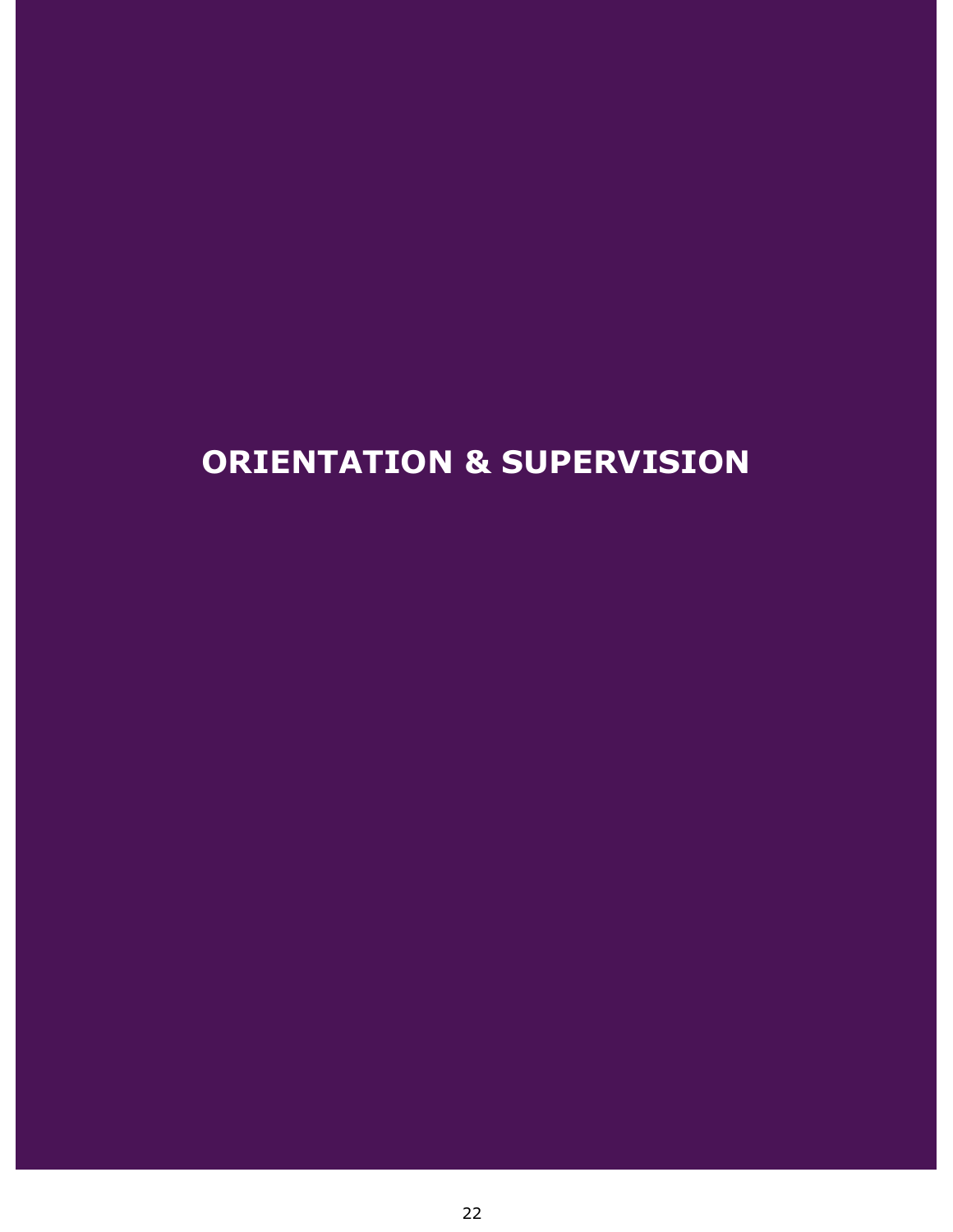# ORIENTATION & SUPERVISION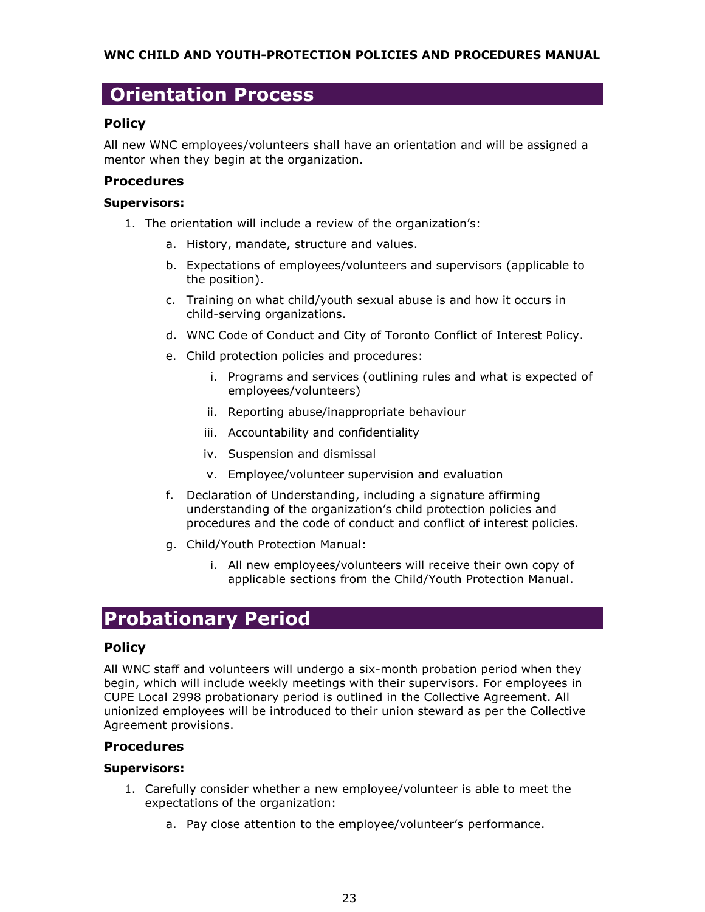## Orientation Process

### Policy

All new WNC employees/volunteers shall have an orientation and will be assigned a mentor when they begin at the organization.

### Procedures

**Supervisors:**

1. The orientation will include a review of the organization's:
   a. History, mandate, structure and values.
   b. Expectations of employees/volunteers and supervisors (applicable to the position).
   c. Training on what child/youth sexual abuse is and how it occurs in child-serving organizations.
   d. WNC Code of Conduct and City of Toronto Conflict of Interest Policy.
   e. Child protection policies and procedures:
      i. Programs and services (outlining rules and what is expected of employees/volunteers)
      ii. Reporting abuse/inappropriate behaviour
      iii. Accountability and confidentiality
      iv. Suspension and dismissal
      v. Employee/volunteer supervision and evaluation
   f. Declaration of Understanding, including a signature affirming understanding of the organization's child protection policies and procedures and the code of conduct and conflict of interest policies.
   g. Child/Youth Protection Manual:
      i. All new employees/volunteers will receive their own copy of applicable sections from the Child/Youth Protection Manual.

## Probationary Period

### Policy

All WNC staff and volunteers will undergo a six-month probation period when they begin, which will include weekly meetings with their supervisors. For employees in CUPE Local 2998 probationary period is outlined in the Collective Agreement. All unionized employees will be introduced to their union steward as per the Collective Agreement provisions.

### Procedures

**Supervisors:**

1. Carefully consider whether a new employee/volunteer is able to meet the expectations of the organization:
   a. Pay close attention to the employee/volunteer's performance.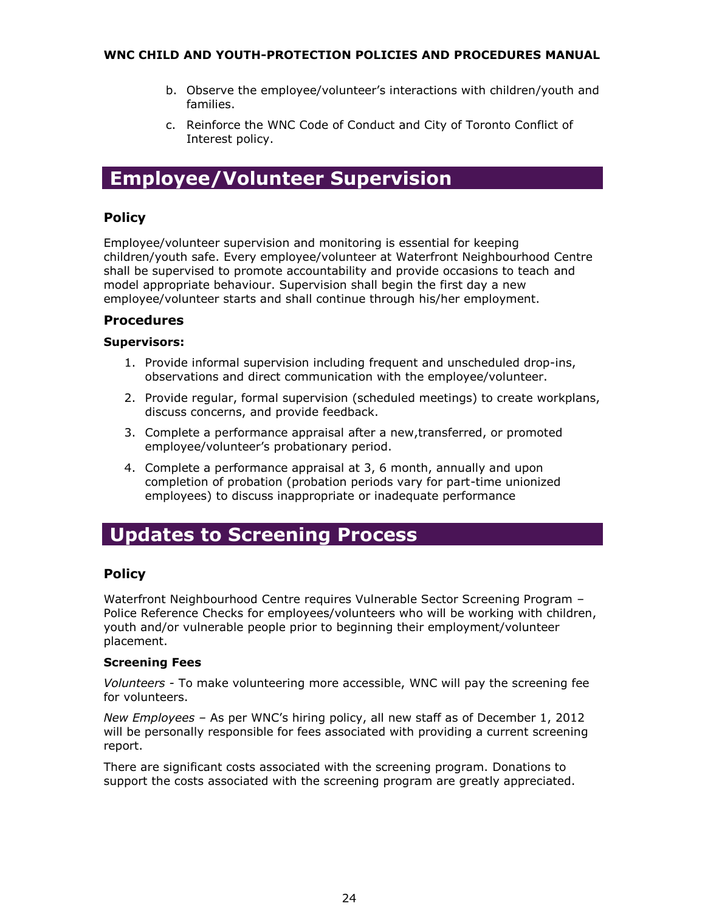b. Observe the employee/volunteer's interactions with children/youth and families.

c. Reinforce the WNC Code of Conduct and City of Toronto Conflict of Interest policy.

## Employee/Volunteer Supervision

### Policy

Employee/volunteer supervision and monitoring is essential for keeping children/youth safe. Every employee/volunteer at Waterfront Neighbourhood Centre shall be supervised to promote accountability and provide occasions to teach and model appropriate behaviour. Supervision shall begin the first day a new employee/volunteer starts and shall continue through his/her employment.

### Procedures

**Supervisors:**

1. Provide informal supervision including frequent and unscheduled drop-ins, observations and direct communication with the employee/volunteer.
2. Provide regular, formal supervision (scheduled meetings) to create workplans, discuss concerns, and provide feedback.
3. Complete a performance appraisal after a new,transferred, or promoted employee/volunteer's probationary period.
4. Complete a performance appraisal at 3, 6 month, annually and upon completion of probation (probation periods vary for part-time unionized employees) to discuss inappropriate or inadequate performance

## Updates to Screening Process

### Policy

Waterfront Neighbourhood Centre requires Vulnerable Sector Screening Program – Police Reference Checks for employees/volunteers who will be working with children, youth and/or vulnerable people prior to beginning their employment/volunteer placement.

**Screening Fees**

*Volunteers* - To make volunteering more accessible, WNC will pay the screening fee for volunteers.

*New Employees* – As per WNC's hiring policy, all new staff as of December 1, 2012 will be personally responsible for fees associated with providing a current screening report.

There are significant costs associated with the screening program. Donations to support the costs associated with the screening program are greatly appreciated.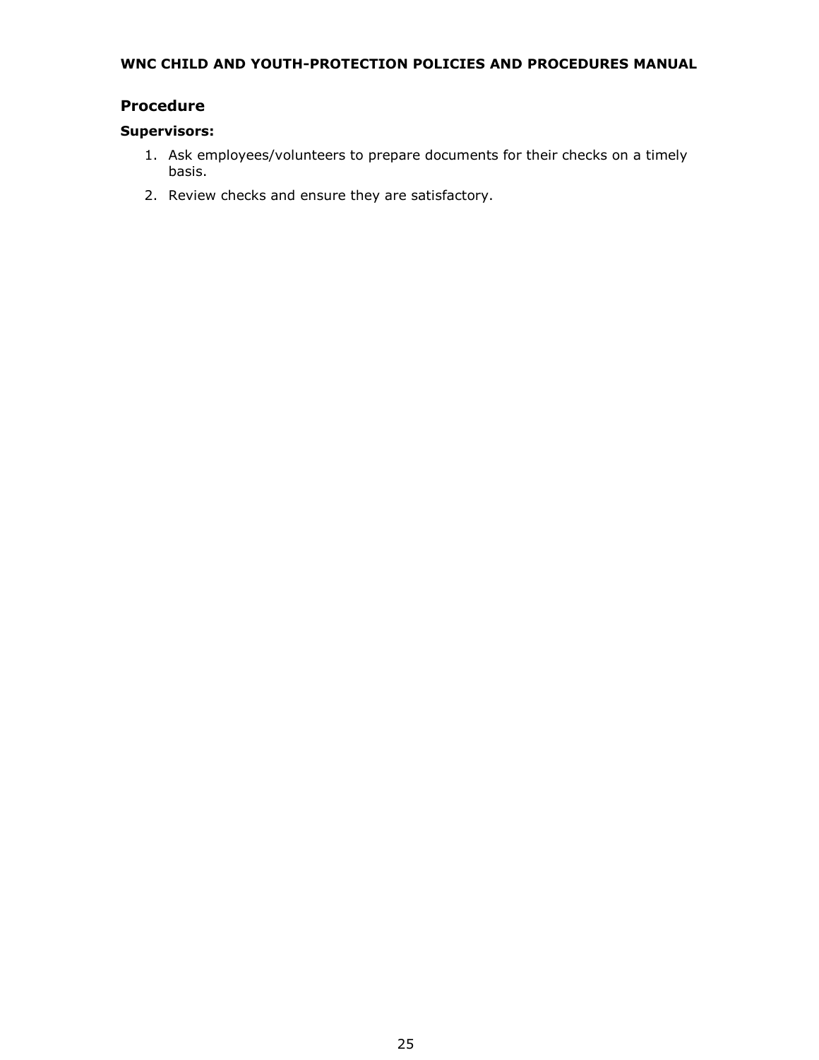## Procedure

**Supervisors:**

1. Ask employees/volunteers to prepare documents for their checks on a timely basis.
2. Review checks and ensure they are satisfactory.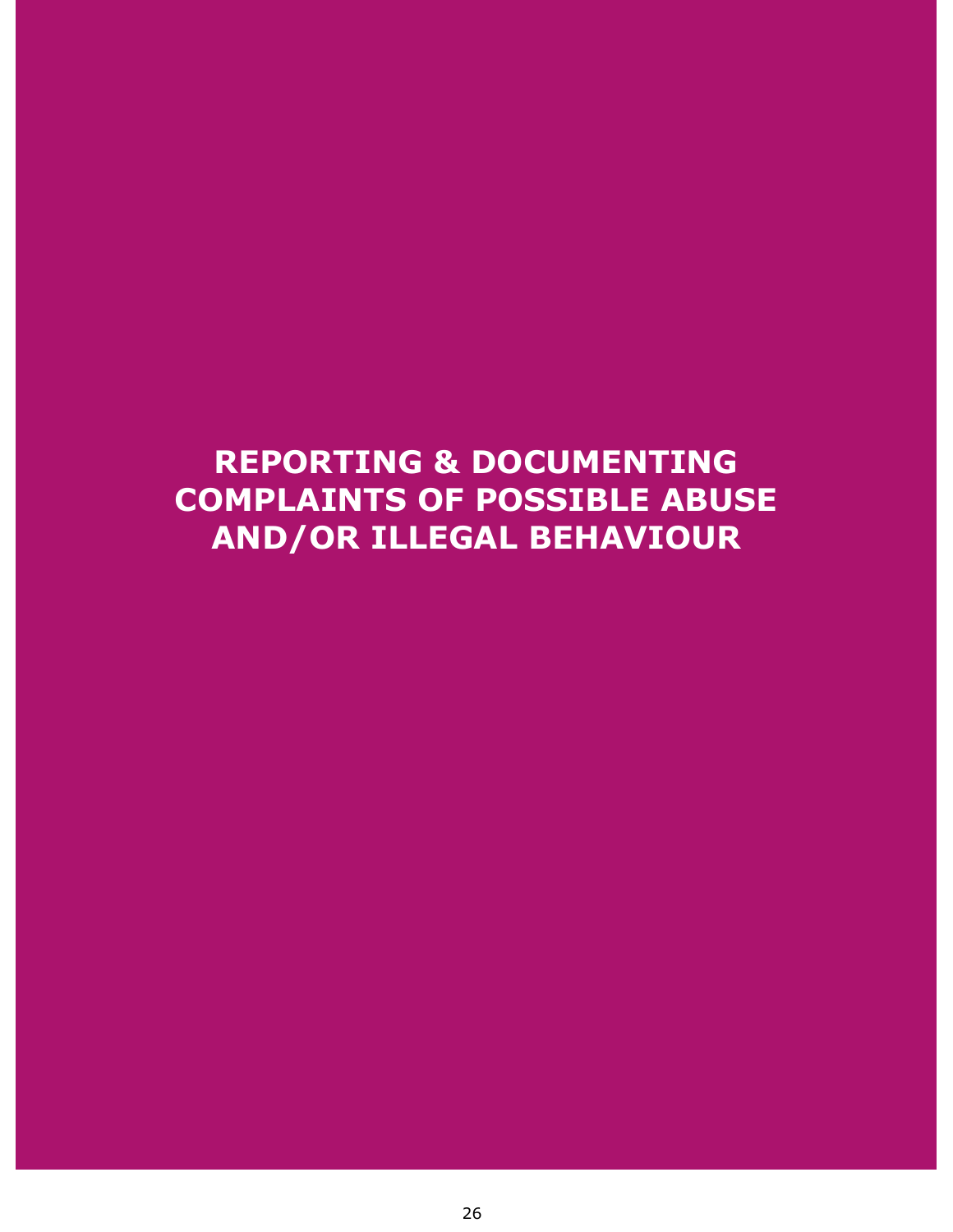# REPORTING & DOCUMENTING COMPLAINTS OF POSSIBLE ABUSE AND/OR ILLEGAL BEHAVIOUR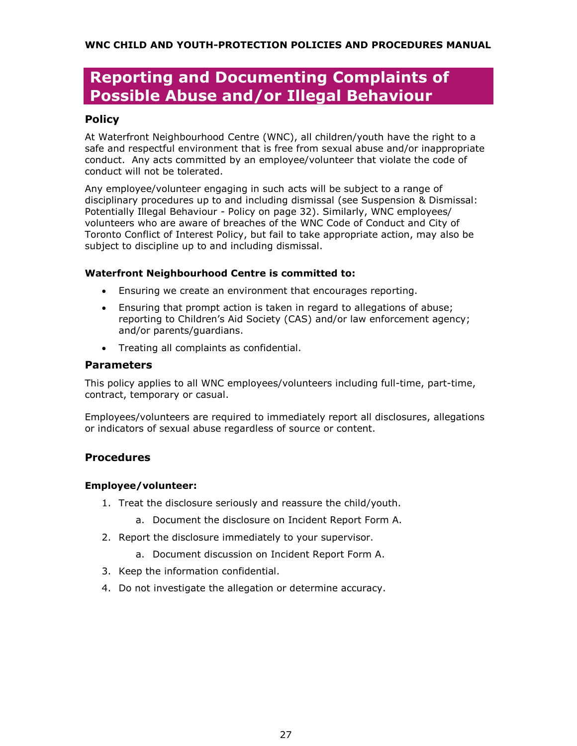# Reporting and Documenting Complaints of Possible Abuse and/or Illegal Behaviour

## Policy

At Waterfront Neighbourhood Centre (WNC), all children/youth have the right to a safe and respectful environment that is free from sexual abuse and/or inappropriate conduct. Any acts committed by an employee/volunteer that violate the code of conduct will not be tolerated.

Any employee/volunteer engaging in such acts will be subject to a range of disciplinary procedures up to and including dismissal (see Suspension & Dismissal: Potentially Illegal Behaviour - Policy on page 32). Similarly, WNC employees/ volunteers who are aware of breaches of the WNC Code of Conduct and City of Toronto Conflict of Interest Policy, but fail to take appropriate action, may also be subject to discipline up to and including dismissal.

**Waterfront Neighbourhood Centre is committed to:**

- Ensuring we create an environment that encourages reporting.
- Ensuring that prompt action is taken in regard to allegations of abuse; reporting to Children's Aid Society (CAS) and/or law enforcement agency; and/or parents/guardians.
- Treating all complaints as confidential.

## Parameters

This policy applies to all WNC employees/volunteers including full-time, part-time, contract, temporary or casual.

Employees/volunteers are required to immediately report all disclosures, allegations or indicators of sexual abuse regardless of source or content.

## Procedures

**Employee/volunteer:**

1. Treat the disclosure seriously and reassure the child/youth.
   a. Document the disclosure on Incident Report Form A.
2. Report the disclosure immediately to your supervisor.
   a. Document discussion on Incident Report Form A.
3. Keep the information confidential.
4. Do not investigate the allegation or determine accuracy.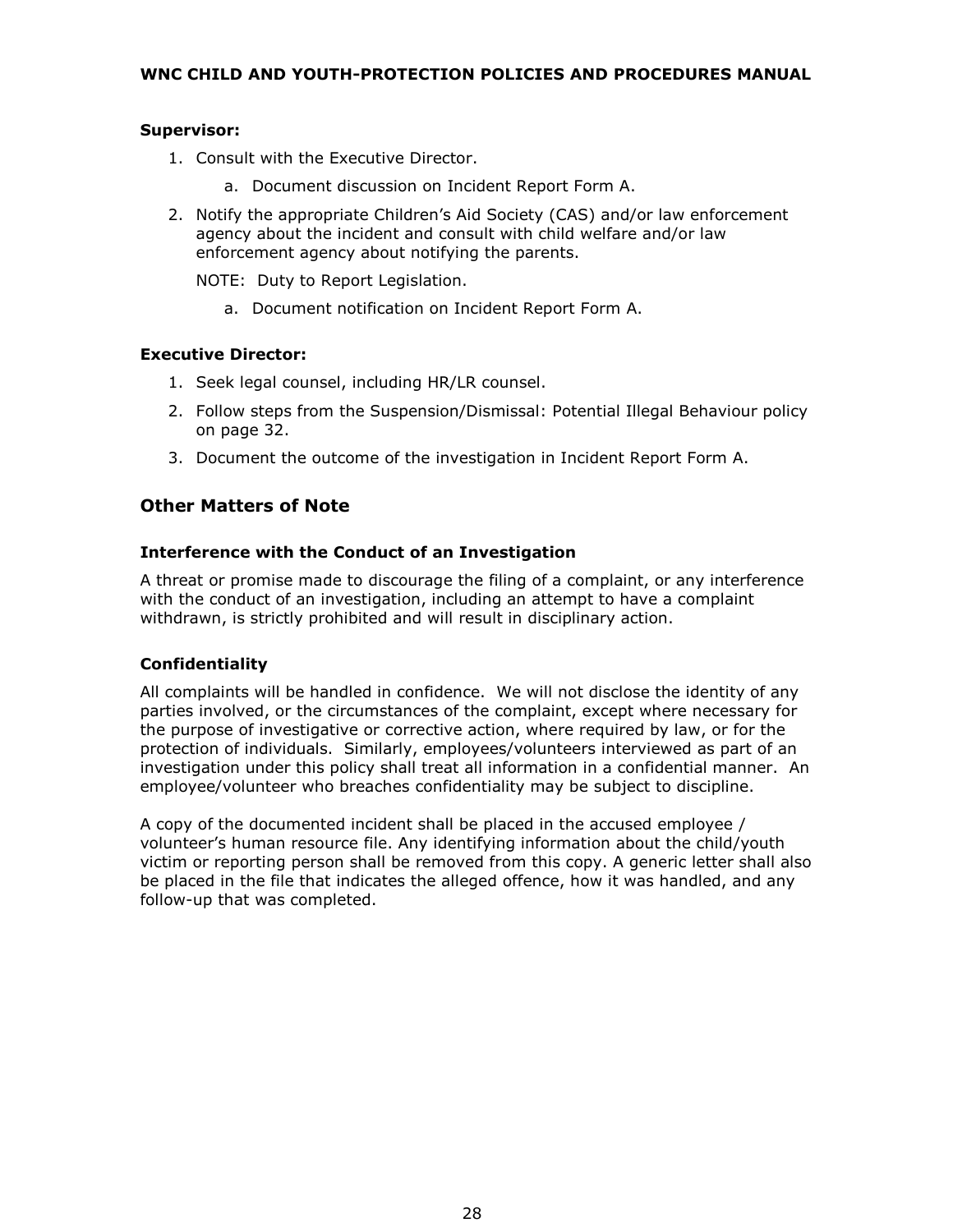**Supervisor:**

1. Consult with the Executive Director.
   a. Document discussion on Incident Report Form A.
2. Notify the appropriate Children's Aid Society (CAS) and/or law enforcement agency about the incident and consult with child welfare and/or law enforcement agency about notifying the parents.

   NOTE: Duty to Report Legislation.

   a. Document notification on Incident Report Form A.

**Executive Director:**

1. Seek legal counsel, including HR/LR counsel.
2. Follow steps from the Suspension/Dismissal: Potential Illegal Behaviour policy on page 32.
3. Document the outcome of the investigation in Incident Report Form A.

## Other Matters of Note

### Interference with the Conduct of an Investigation

A threat or promise made to discourage the filing of a complaint, or any interference with the conduct of an investigation, including an attempt to have a complaint withdrawn, is strictly prohibited and will result in disciplinary action.

### Confidentiality

All complaints will be handled in confidence. We will not disclose the identity of any parties involved, or the circumstances of the complaint, except where necessary for the purpose of investigative or corrective action, where required by law, or for the protection of individuals. Similarly, employees/volunteers interviewed as part of an investigation under this policy shall treat all information in a confidential manner. An employee/volunteer who breaches confidentiality may be subject to discipline.

A copy of the documented incident shall be placed in the accused employee / volunteer's human resource file. Any identifying information about the child/youth victim or reporting person shall be removed from this copy. A generic letter shall also be placed in the file that indicates the alleged offence, how it was handled, and any follow-up that was completed.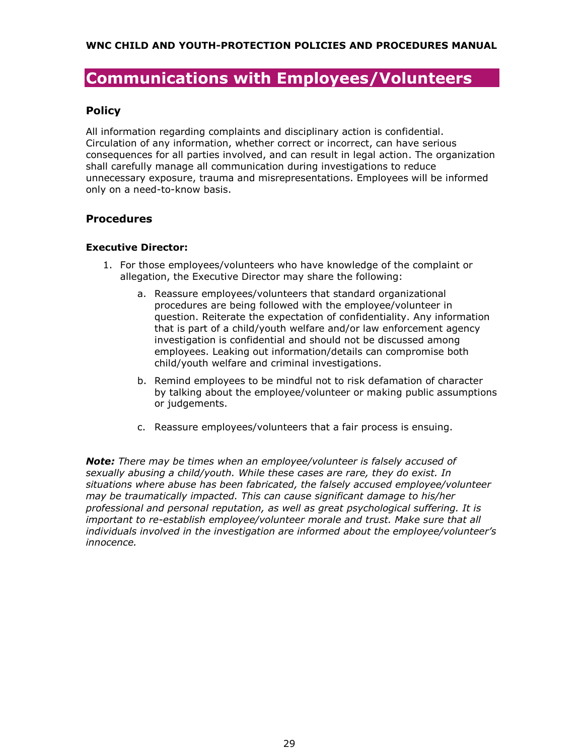# Communications with Employees/Volunteers

## Policy

All information regarding complaints and disciplinary action is confidential. Circulation of any information, whether correct or incorrect, can have serious consequences for all parties involved, and can result in legal action. The organization shall carefully manage all communication during investigations to reduce unnecessary exposure, trauma and misrepresentations. Employees will be informed only on a need-to-know basis.

## Procedures

**Executive Director:**

1. For those employees/volunteers who have knowledge of the complaint or allegation, the Executive Director may share the following:

    a. Reassure employees/volunteers that standard organizational procedures are being followed with the employee/volunteer in question. Reiterate the expectation of confidentiality. Any information that is part of a child/youth welfare and/or law enforcement agency investigation is confidential and should not be discussed among employees. Leaking out information/details can compromise both child/youth welfare and criminal investigations.

    b. Remind employees to be mindful not to risk defamation of character by talking about the employee/volunteer or making public assumptions or judgements.

    c. Reassure employees/volunteers that a fair process is ensuing.

***Note:*** *There may be times when an employee/volunteer is falsely accused of sexually abusing a child/youth. While these cases are rare, they do exist. In situations where abuse has been fabricated, the falsely accused employee/volunteer may be traumatically impacted. This can cause significant damage to his/her professional and personal reputation, as well as great psychological suffering. It is important to re-establish employee/volunteer morale and trust. Make sure that all individuals involved in the investigation are informed about the employee/volunteer's innocence.*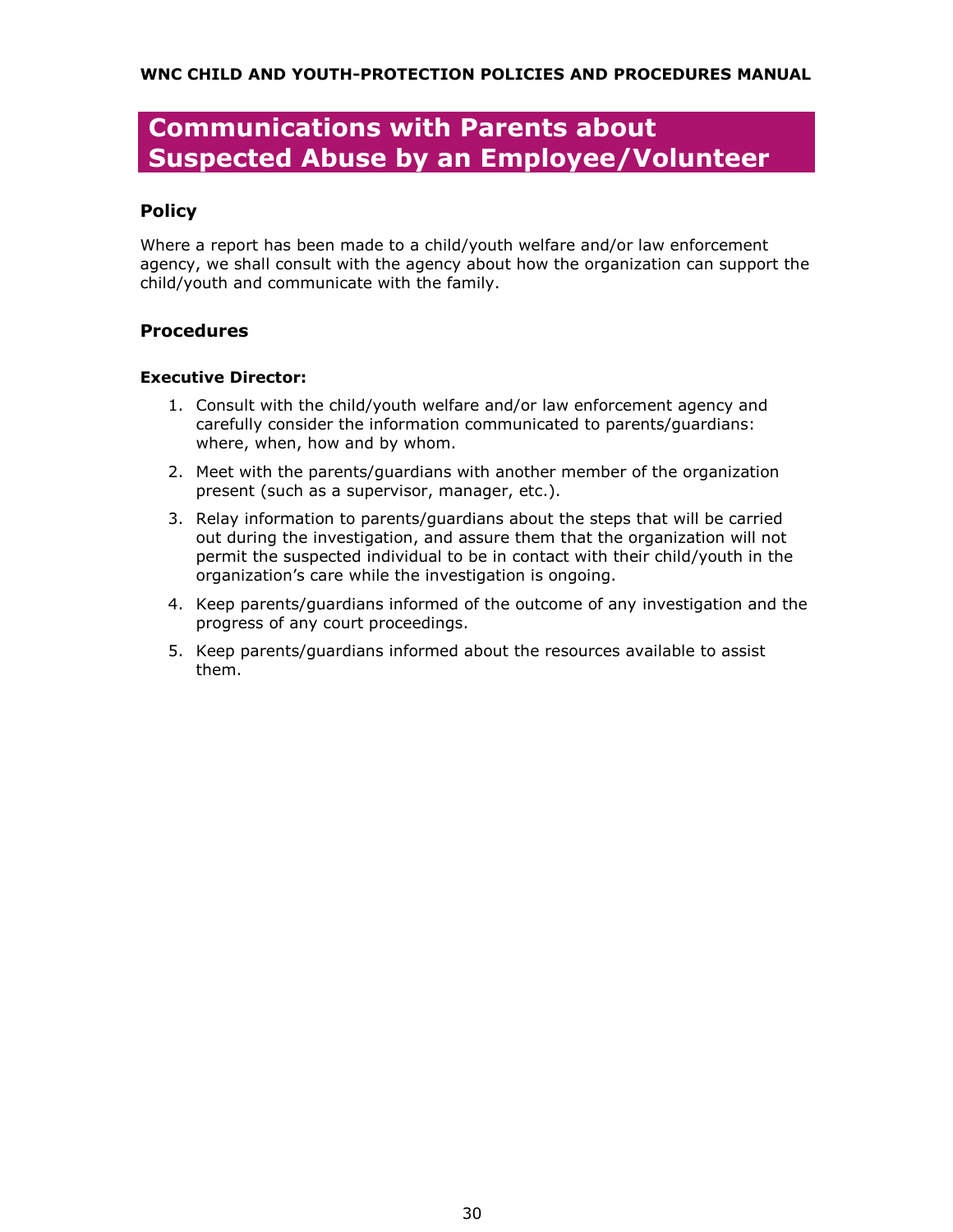# Communications with Parents about Suspected Abuse by an Employee/Volunteer

## Policy

Where a report has been made to a child/youth welfare and/or law enforcement agency, we shall consult with the agency about how the organization can support the child/youth and communicate with the family.

## Procedures

### Executive Director:

1. Consult with the child/youth welfare and/or law enforcement agency and carefully consider the information communicated to parents/guardians: where, when, how and by whom.
2. Meet with the parents/guardians with another member of the organization present (such as a supervisor, manager, etc.).
3. Relay information to parents/guardians about the steps that will be carried out during the investigation, and assure them that the organization will not permit the suspected individual to be in contact with their child/youth in the organization's care while the investigation is ongoing.
4. Keep parents/guardians informed of the outcome of any investigation and the progress of any court proceedings.
5. Keep parents/guardians informed about the resources available to assist them.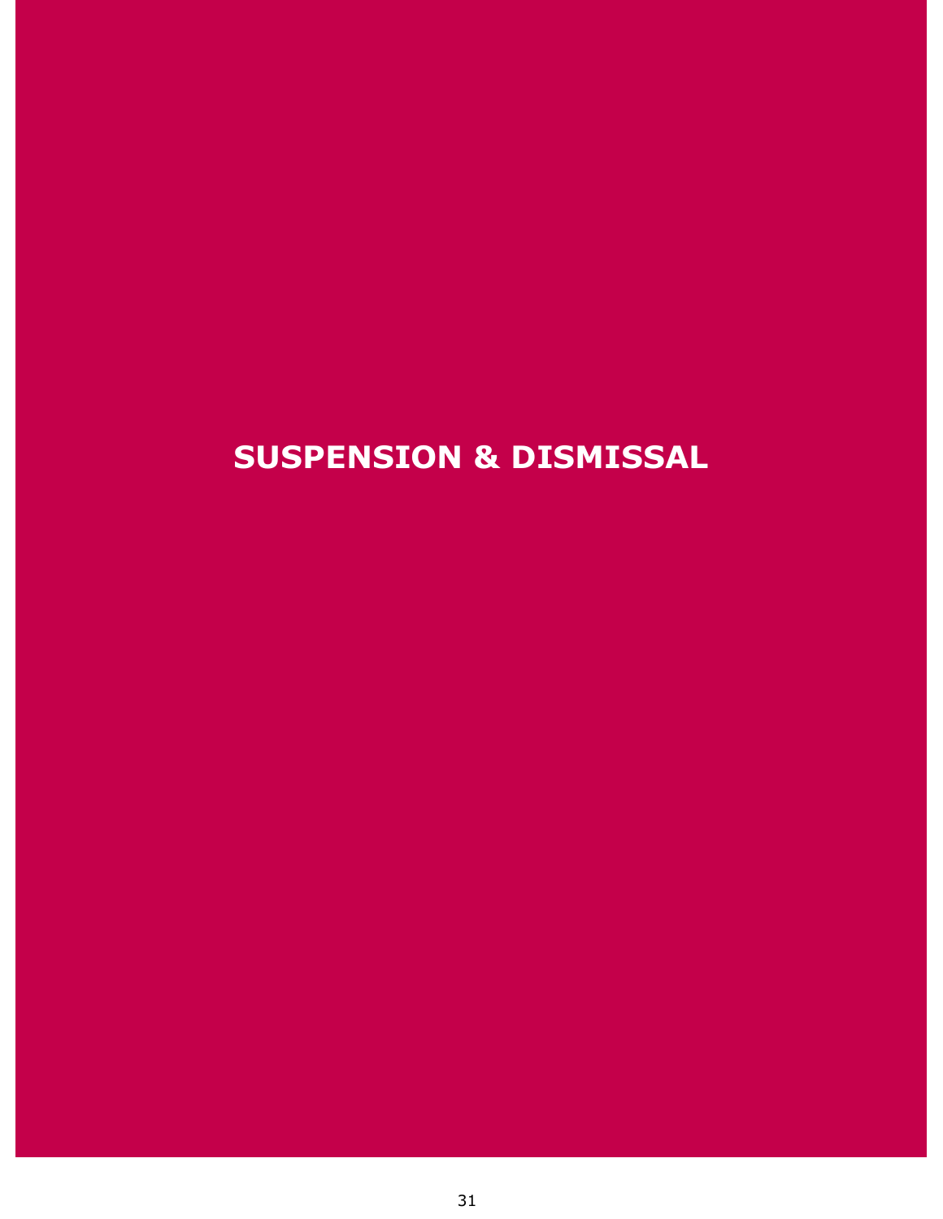# SUSPENSION & DISMISSAL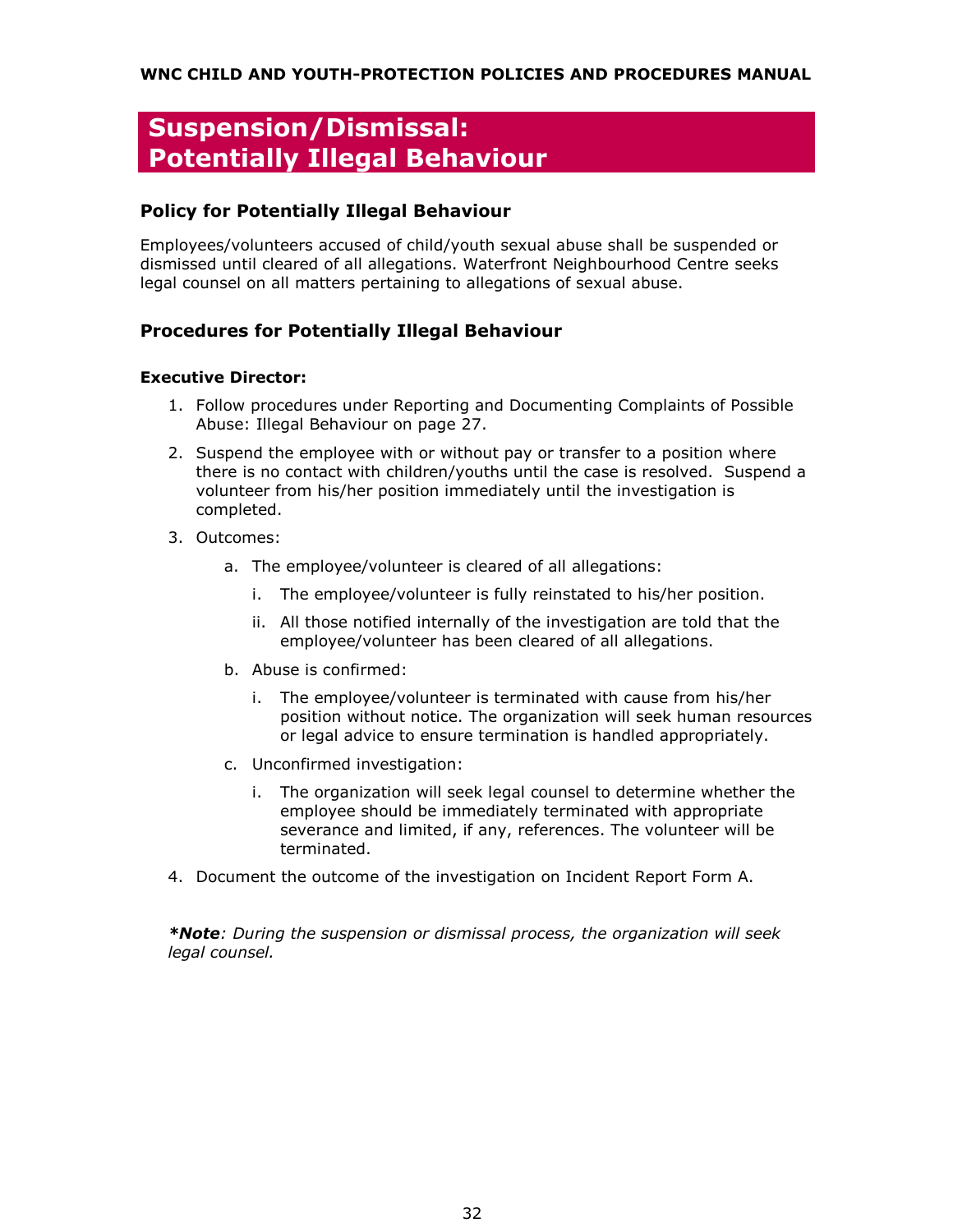# Suspension/Dismissal: Potentially Illegal Behaviour

## Policy for Potentially Illegal Behaviour

Employees/volunteers accused of child/youth sexual abuse shall be suspended or dismissed until cleared of all allegations. Waterfront Neighbourhood Centre seeks legal counsel on all matters pertaining to allegations of sexual abuse.

## Procedures for Potentially Illegal Behaviour

**Executive Director:**

1. Follow procedures under Reporting and Documenting Complaints of Possible Abuse: Illegal Behaviour on page 27.
2. Suspend the employee with or without pay or transfer to a position where there is no contact with children/youths until the case is resolved. Suspend a volunteer from his/her position immediately until the investigation is completed.
3. Outcomes:
    a. The employee/volunteer is cleared of all allegations:
        i. The employee/volunteer is fully reinstated to his/her position.
        ii. All those notified internally of the investigation are told that the employee/volunteer has been cleared of all allegations.
    b. Abuse is confirmed:
        i. The employee/volunteer is terminated with cause from his/her position without notice. The organization will seek human resources or legal advice to ensure termination is handled appropriately.
    c. Unconfirmed investigation:
        i. The organization will seek legal counsel to determine whether the employee should be immediately terminated with appropriate severance and limited, if any, references. The volunteer will be terminated.
4. Document the outcome of the investigation on Incident Report Form A.

***Note**: During the suspension or dismissal process, the organization will seek legal counsel.*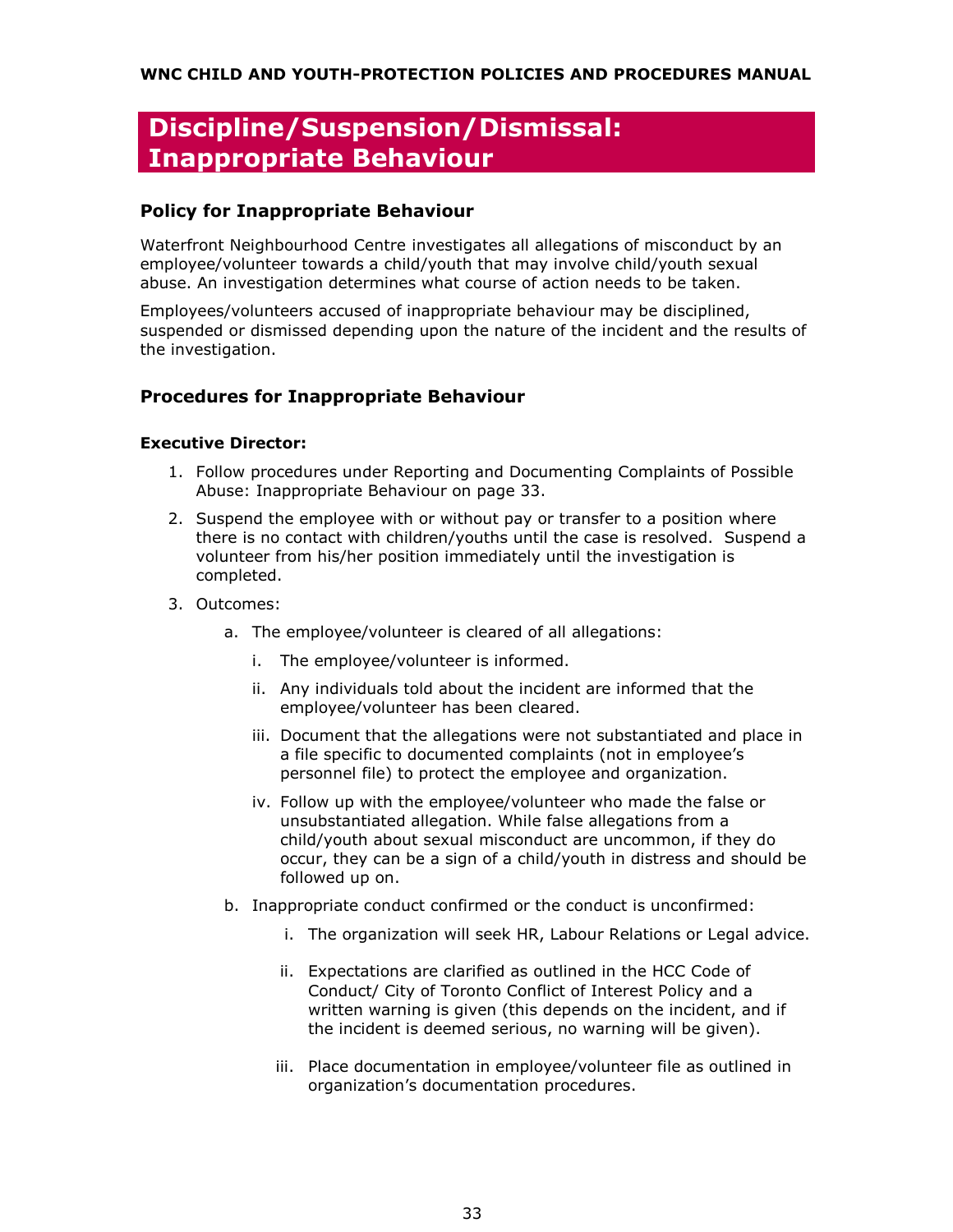# Discipline/Suspension/Dismissal: Inappropriate Behaviour

## Policy for Inappropriate Behaviour

Waterfront Neighbourhood Centre investigates all allegations of misconduct by an employee/volunteer towards a child/youth that may involve child/youth sexual abuse. An investigation determines what course of action needs to be taken.

Employees/volunteers accused of inappropriate behaviour may be disciplined, suspended or dismissed depending upon the nature of the incident and the results of the investigation.

## Procedures for Inappropriate Behaviour

**Executive Director:**

1. Follow procedures under Reporting and Documenting Complaints of Possible Abuse: Inappropriate Behaviour on page 33.
2. Suspend the employee with or without pay or transfer to a position where there is no contact with children/youths until the case is resolved. Suspend a volunteer from his/her position immediately until the investigation is completed.
3. Outcomes:
   a. The employee/volunteer is cleared of all allegations:
      i. The employee/volunteer is informed.
      ii. Any individuals told about the incident are informed that the employee/volunteer has been cleared.
      iii. Document that the allegations were not substantiated and place in a file specific to documented complaints (not in employee's personnel file) to protect the employee and organization.
      iv. Follow up with the employee/volunteer who made the false or unsubstantiated allegation. While false allegations from a child/youth about sexual misconduct are uncommon, if they do occur, they can be a sign of a child/youth in distress and should be followed up on.

   b. Inappropriate conduct confirmed or the conduct is unconfirmed:
      i. The organization will seek HR, Labour Relations or Legal advice.
      ii. Expectations are clarified as outlined in the HCC Code of Conduct/ City of Toronto Conflict of Interest Policy and a written warning is given (this depends on the incident, and if the incident is deemed serious, no warning will be given).
      iii. Place documentation in employee/volunteer file as outlined in organization's documentation procedures.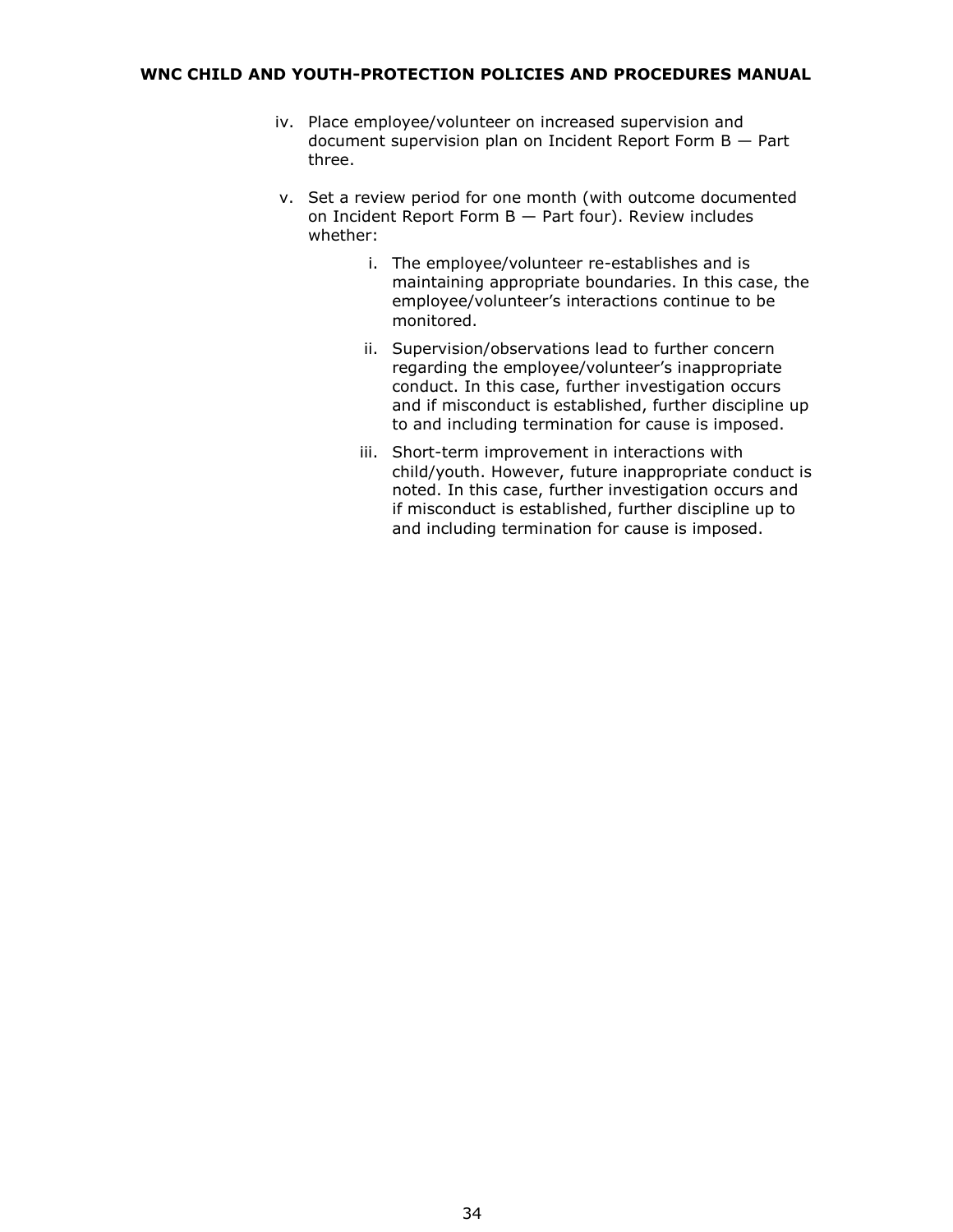iv. Place employee/volunteer on increased supervision and document supervision plan on Incident Report Form B — Part three.

v. Set a review period for one month (with outcome documented on Incident Report Form B — Part four). Review includes whether:

   i. The employee/volunteer re-establishes and is maintaining appropriate boundaries. In this case, the employee/volunteer's interactions continue to be monitored.

   ii. Supervision/observations lead to further concern regarding the employee/volunteer's inappropriate conduct. In this case, further investigation occurs and if misconduct is established, further discipline up to and including termination for cause is imposed.

   iii. Short-term improvement in interactions with child/youth. However, future inappropriate conduct is noted. In this case, further investigation occurs and if misconduct is established, further discipline up to and including termination for cause is imposed.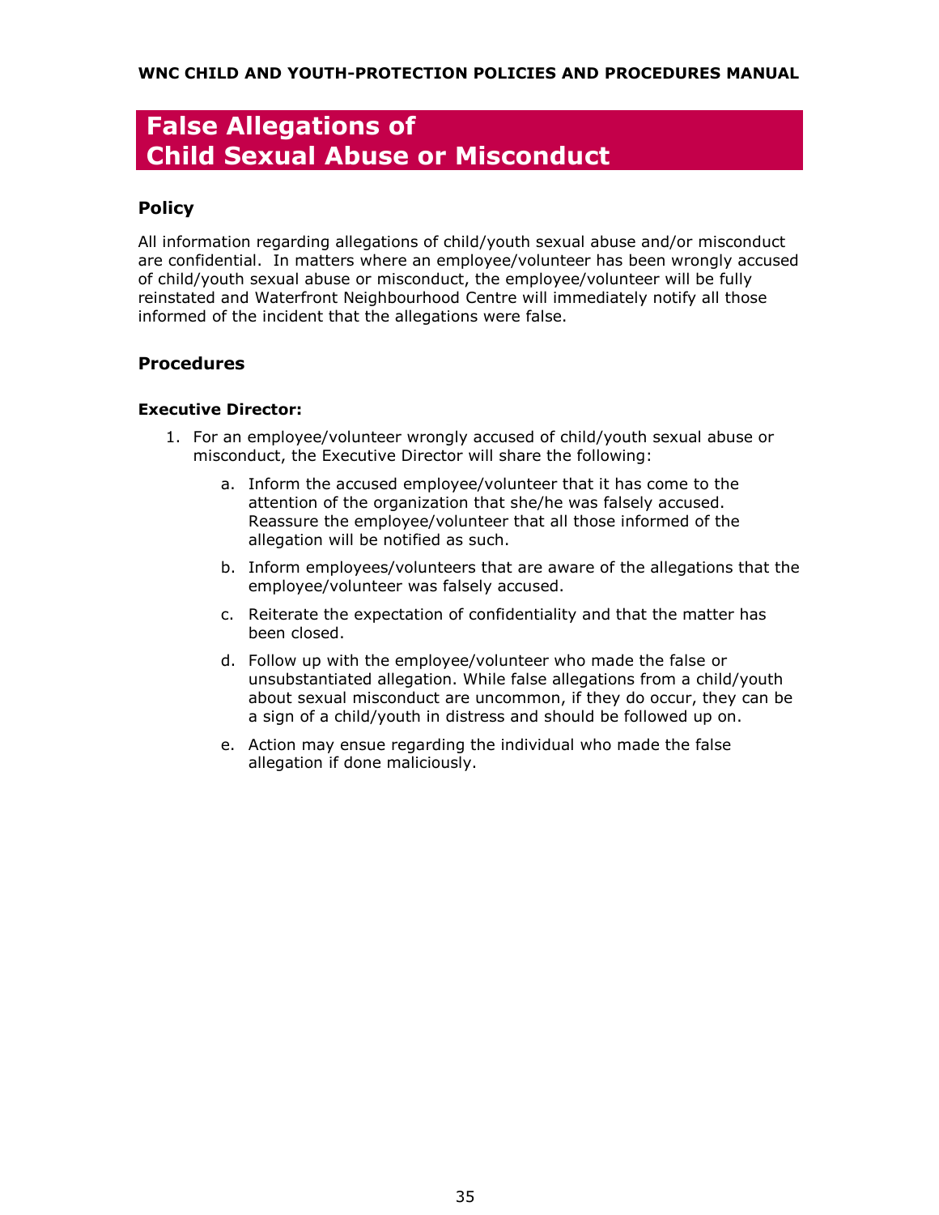# False Allegations of Child Sexual Abuse or Misconduct

## Policy

All information regarding allegations of child/youth sexual abuse and/or misconduct are confidential. In matters where an employee/volunteer has been wrongly accused of child/youth sexual abuse or misconduct, the employee/volunteer will be fully reinstated and Waterfront Neighbourhood Centre will immediately notify all those informed of the incident that the allegations were false.

## Procedures

### Executive Director:

1. For an employee/volunteer wrongly accused of child/youth sexual abuse or misconduct, the Executive Director will share the following:

    a. Inform the accused employee/volunteer that it has come to the attention of the organization that she/he was falsely accused. Reassure the employee/volunteer that all those informed of the allegation will be notified as such.

    b. Inform employees/volunteers that are aware of the allegations that the employee/volunteer was falsely accused.

    c. Reiterate the expectation of confidentiality and that the matter has been closed.

    d. Follow up with the employee/volunteer who made the false or unsubstantiated allegation. While false allegations from a child/youth about sexual misconduct are uncommon, if they do occur, they can be a sign of a child/youth in distress and should be followed up on.

    e. Action may ensue regarding the individual who made the false allegation if done maliciously.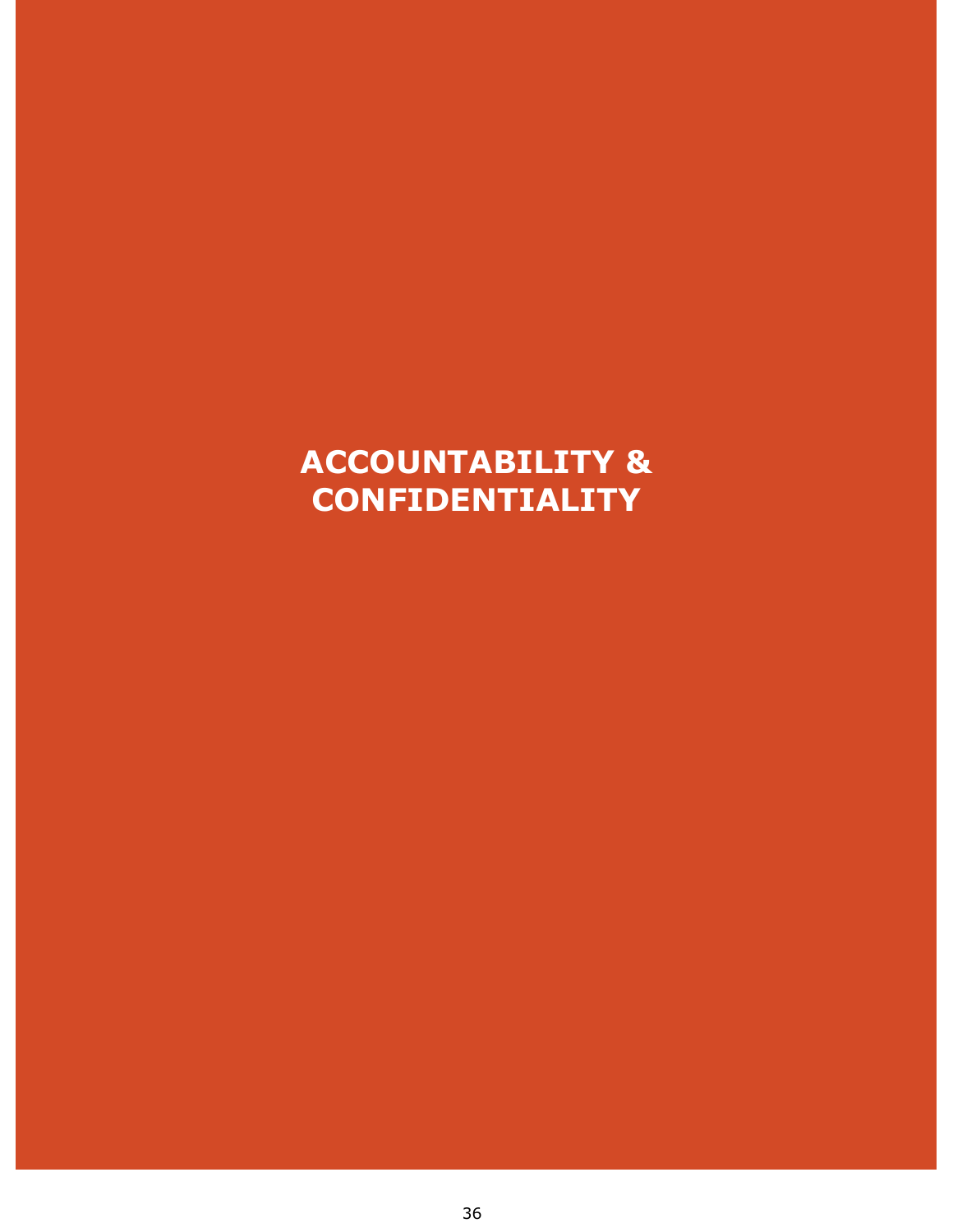# ACCOUNTABILITY & CONFIDENTIALITY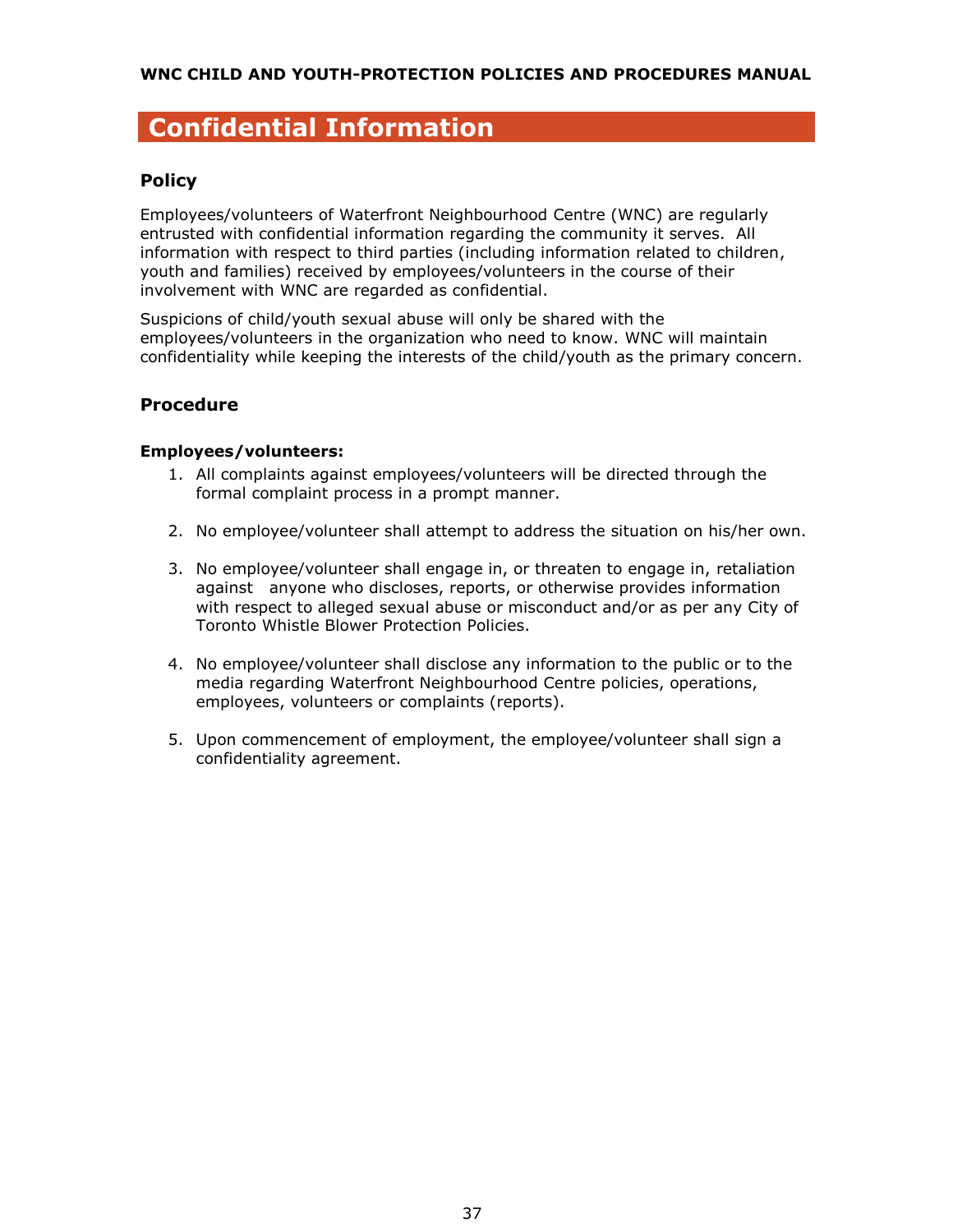# Confidential Information

## Policy

Employees/volunteers of Waterfront Neighbourhood Centre (WNC) are regularly entrusted with confidential information regarding the community it serves. All information with respect to third parties (including information related to children, youth and families) received by employees/volunteers in the course of their involvement with WNC are regarded as confidential.

Suspicions of child/youth sexual abuse will only be shared with the employees/volunteers in the organization who need to know. WNC will maintain confidentiality while keeping the interests of the child/youth as the primary concern.

## Procedure

**Employees/volunteers:**

1. All complaints against employees/volunteers will be directed through the formal complaint process in a prompt manner.

2. No employee/volunteer shall attempt to address the situation on his/her own.

3. No employee/volunteer shall engage in, or threaten to engage in, retaliation against anyone who discloses, reports, or otherwise provides information with respect to alleged sexual abuse or misconduct and/or as per any City of Toronto Whistle Blower Protection Policies.

4. No employee/volunteer shall disclose any information to the public or to the media regarding Waterfront Neighbourhood Centre policies, operations, employees, volunteers or complaints (reports).

5. Upon commencement of employment, the employee/volunteer shall sign a confidentiality agreement.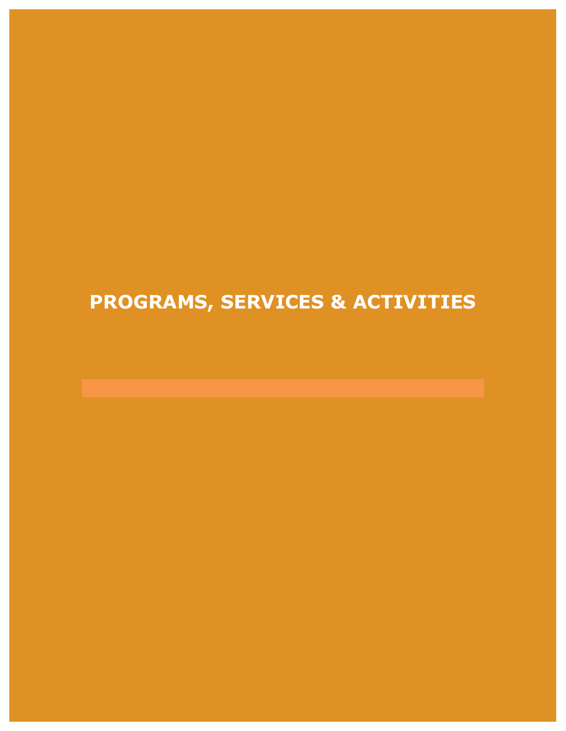# PROGRAMS, SERVICES & ACTIVITIES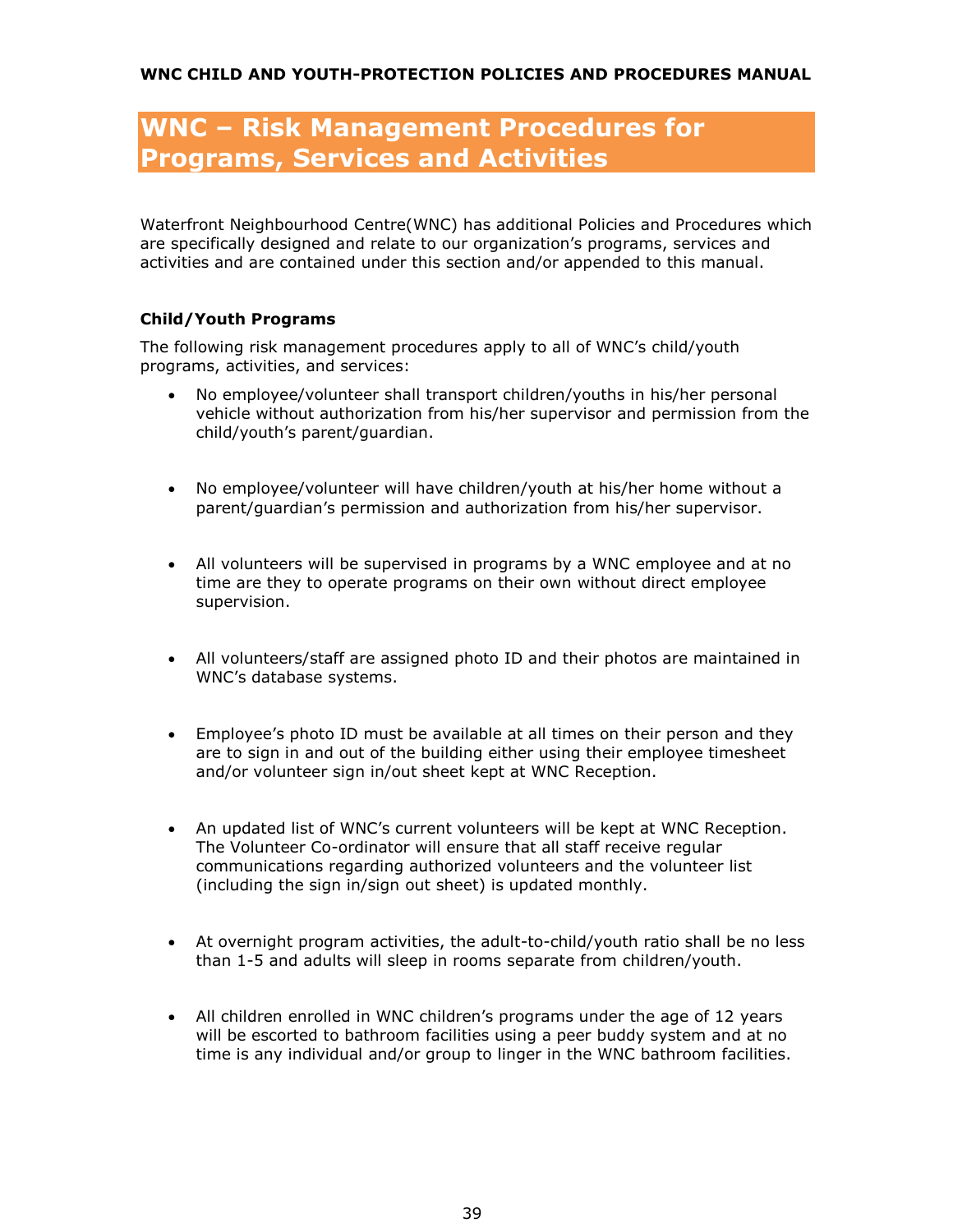# WNC – Risk Management Procedures for Programs, Services and Activities

Waterfront Neighbourhood Centre(WNC) has additional Policies and Procedures which are specifically designed and relate to our organization's programs, services and activities and are contained under this section and/or appended to this manual.

### Child/Youth Programs

The following risk management procedures apply to all of WNC's child/youth programs, activities, and services:

- No employee/volunteer shall transport children/youths in his/her personal vehicle without authorization from his/her supervisor and permission from the child/youth's parent/guardian.
- No employee/volunteer will have children/youth at his/her home without a parent/guardian's permission and authorization from his/her supervisor.
- All volunteers will be supervised in programs by a WNC employee and at no time are they to operate programs on their own without direct employee supervision.
- All volunteers/staff are assigned photo ID and their photos are maintained in WNC's database systems.
- Employee's photo ID must be available at all times on their person and they are to sign in and out of the building either using their employee timesheet and/or volunteer sign in/out sheet kept at WNC Reception.
- An updated list of WNC's current volunteers will be kept at WNC Reception. The Volunteer Co-ordinator will ensure that all staff receive regular communications regarding authorized volunteers and the volunteer list (including the sign in/sign out sheet) is updated monthly.
- At overnight program activities, the adult-to-child/youth ratio shall be no less than 1-5 and adults will sleep in rooms separate from children/youth.
- All children enrolled in WNC children's programs under the age of 12 years will be escorted to bathroom facilities using a peer buddy system and at no time is any individual and/or group to linger in the WNC bathroom facilities.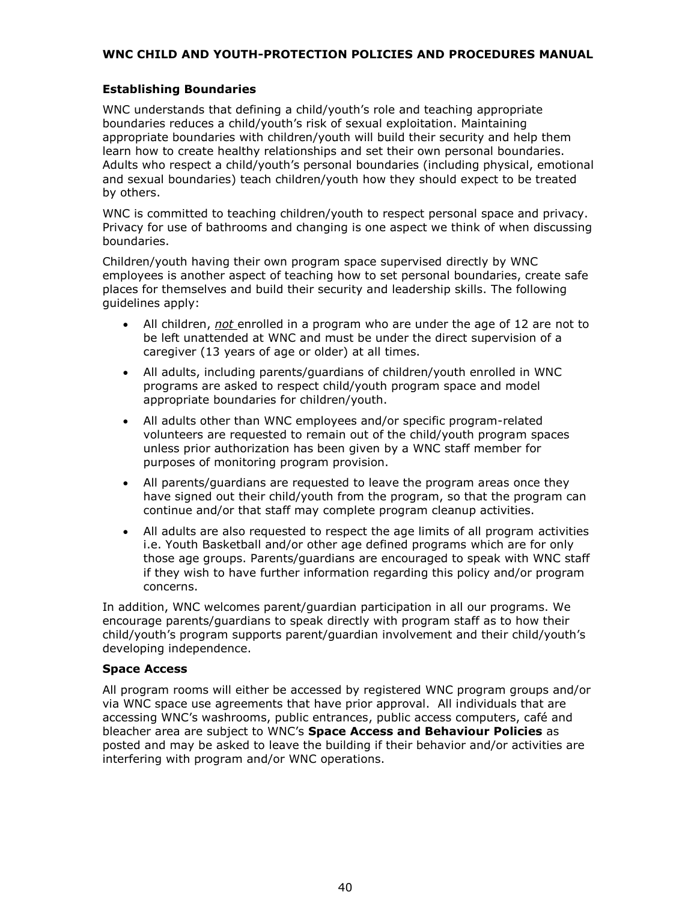### Establishing Boundaries

WNC understands that defining a child/youth's role and teaching appropriate boundaries reduces a child/youth's risk of sexual exploitation. Maintaining appropriate boundaries with children/youth will build their security and help them learn how to create healthy relationships and set their own personal boundaries. Adults who respect a child/youth's personal boundaries (including physical, emotional and sexual boundaries) teach children/youth how they should expect to be treated by others.

WNC is committed to teaching children/youth to respect personal space and privacy. Privacy for use of bathrooms and changing is one aspect we think of when discussing boundaries.

Children/youth having their own program space supervised directly by WNC employees is another aspect of teaching how to set personal boundaries, create safe places for themselves and build their security and leadership skills. The following guidelines apply:

- All children, *not* enrolled in a program who are under the age of 12 are not to be left unattended at WNC and must be under the direct supervision of a caregiver (13 years of age or older) at all times.
- All adults, including parents/guardians of children/youth enrolled in WNC programs are asked to respect child/youth program space and model appropriate boundaries for children/youth.
- All adults other than WNC employees and/or specific program-related volunteers are requested to remain out of the child/youth program spaces unless prior authorization has been given by a WNC staff member for purposes of monitoring program provision.
- All parents/guardians are requested to leave the program areas once they have signed out their child/youth from the program, so that the program can continue and/or that staff may complete program cleanup activities.
- All adults are also requested to respect the age limits of all program activities i.e. Youth Basketball and/or other age defined programs which are for only those age groups. Parents/guardians are encouraged to speak with WNC staff if they wish to have further information regarding this policy and/or program concerns.

In addition, WNC welcomes parent/guardian participation in all our programs. We encourage parents/guardians to speak directly with program staff as to how their child/youth's program supports parent/guardian involvement and their child/youth's developing independence.

### Space Access

All program rooms will either be accessed by registered WNC program groups and/or via WNC space use agreements that have prior approval. All individuals that are accessing WNC's washrooms, public entrances, public access computers, café and bleacher area are subject to WNC's **Space Access and Behaviour Policies** as posted and may be asked to leave the building if their behavior and/or activities are interfering with program and/or WNC operations.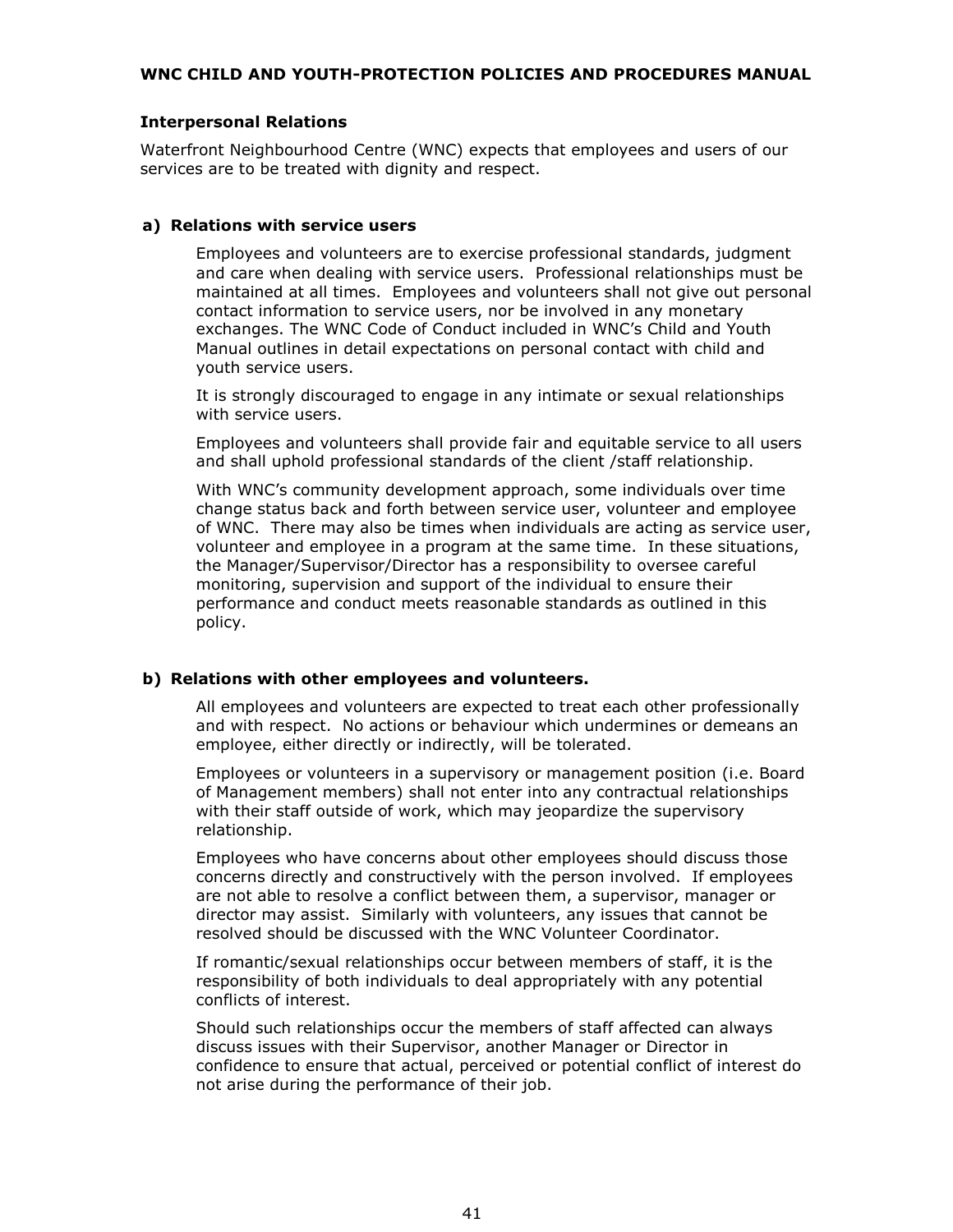## Interpersonal Relations

Waterfront Neighbourhood Centre (WNC) expects that employees and users of our services are to be treated with dignity and respect.

### a) Relations with service users

Employees and volunteers are to exercise professional standards, judgment and care when dealing with service users. Professional relationships must be maintained at all times. Employees and volunteers shall not give out personal contact information to service users, nor be involved in any monetary exchanges. The WNC Code of Conduct included in WNC's Child and Youth Manual outlines in detail expectations on personal contact with child and youth service users.

It is strongly discouraged to engage in any intimate or sexual relationships with service users.

Employees and volunteers shall provide fair and equitable service to all users and shall uphold professional standards of the client /staff relationship.

With WNC's community development approach, some individuals over time change status back and forth between service user, volunteer and employee of WNC. There may also be times when individuals are acting as service user, volunteer and employee in a program at the same time. In these situations, the Manager/Supervisor/Director has a responsibility to oversee careful monitoring, supervision and support of the individual to ensure their performance and conduct meets reasonable standards as outlined in this policy.

### b) Relations with other employees and volunteers.

All employees and volunteers are expected to treat each other professionally and with respect. No actions or behaviour which undermines or demeans an employee, either directly or indirectly, will be tolerated.

Employees or volunteers in a supervisory or management position (i.e. Board of Management members) shall not enter into any contractual relationships with their staff outside of work, which may jeopardize the supervisory relationship.

Employees who have concerns about other employees should discuss those concerns directly and constructively with the person involved. If employees are not able to resolve a conflict between them, a supervisor, manager or director may assist. Similarly with volunteers, any issues that cannot be resolved should be discussed with the WNC Volunteer Coordinator.

If romantic/sexual relationships occur between members of staff, it is the responsibility of both individuals to deal appropriately with any potential conflicts of interest.

Should such relationships occur the members of staff affected can always discuss issues with their Supervisor, another Manager or Director in confidence to ensure that actual, perceived or potential conflict of interest do not arise during the performance of their job.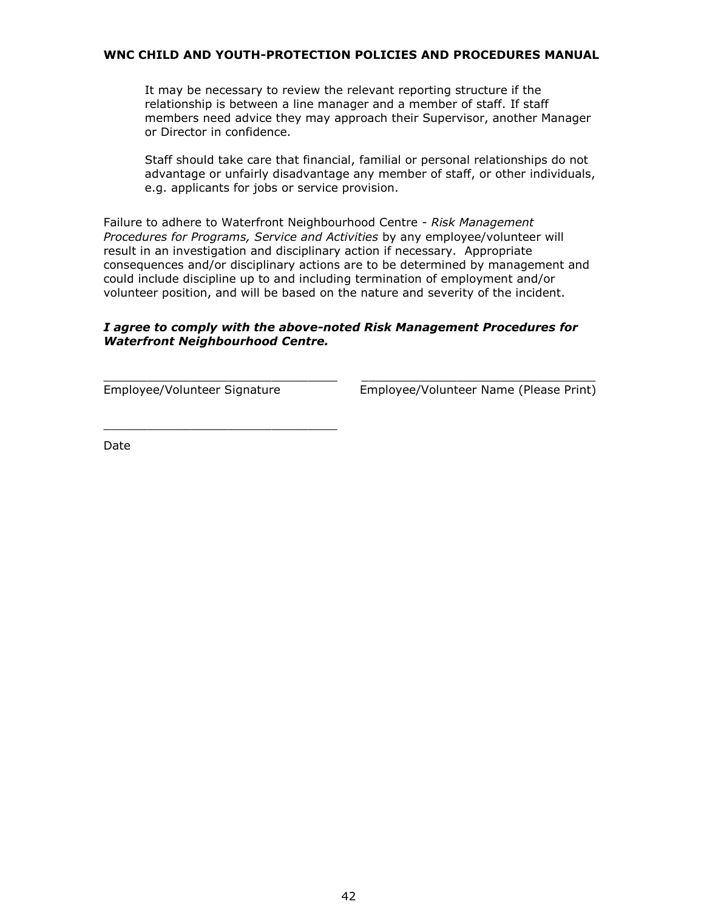It may be necessary to review the relevant reporting structure if the relationship is between a line manager and a member of staff. If staff members need advice they may approach their Supervisor, another Manager or Director in confidence.

Staff should take care that financial, familial or personal relationships do not advantage or unfairly disadvantage any member of staff, or other individuals, e.g. applicants for jobs or service provision.

Failure to adhere to Waterfront Neighbourhood Centre - *Risk Management Procedures for Programs, Service and Activities* by any employee/volunteer will result in an investigation and disciplinary action if necessary. Appropriate consequences and/or disciplinary actions are to be determined by management and could include discipline up to and including termination of employment and/or volunteer position, and will be based on the nature and severity of the incident.

***I agree to comply with the above-noted Risk Management Procedures for Waterfront Neighbourhood Centre.***

________________________________ ________________________________
Employee/Volunteer Signature Employee/Volunteer Name (Please Print)

________________________________
Date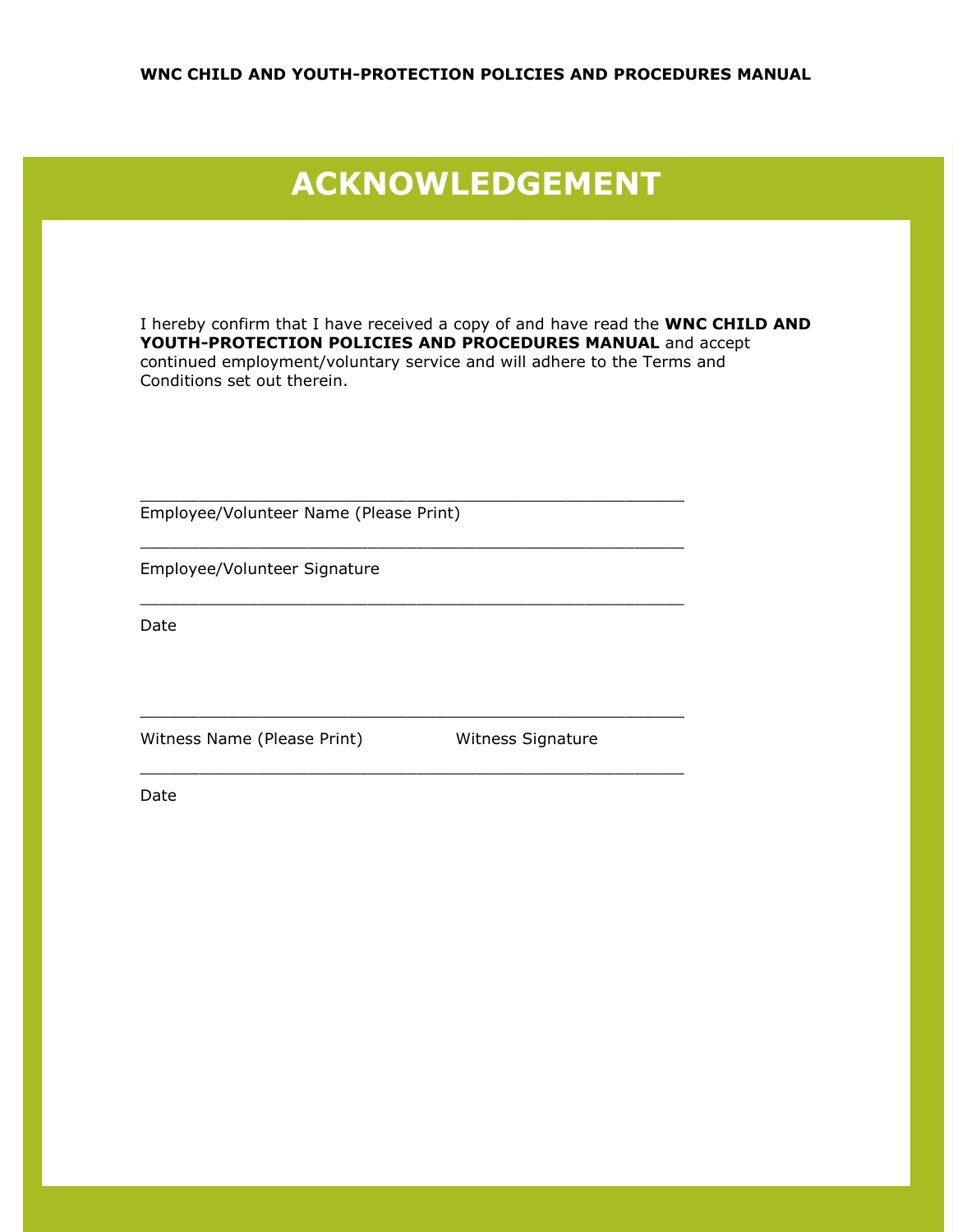# ACKNOWLEDGEMENT

I hereby confirm that I have received a copy of and have read the **WNC CHILD AND YOUTH-PROTECTION POLICIES AND PROCEDURES MANUAL** and accept continued employment/voluntary service and will adhere to the Terms and Conditions set out therein.

\_\_\_\_\_\_\_\_\_\_\_\_\_\_\_\_\_\_\_\_\_\_\_\_\_\_\_\_\_\_\_\_\_\_\_\_\_\_\_\_\_\_\_\_\_\_\_\_\_\_\_\_\_\_\_\_

Employee/Volunteer Name (Please Print)

\_\_\_\_\_\_\_\_\_\_\_\_\_\_\_\_\_\_\_\_\_\_\_\_\_\_\_\_\_\_\_\_\_\_\_\_\_\_\_\_\_\_\_\_\_\_\_\_\_\_\_\_\_\_\_\_

Employee/Volunteer Signature

\_\_\_\_\_\_\_\_\_\_\_\_\_\_\_\_\_\_\_\_\_\_\_\_\_\_\_\_\_\_\_\_\_\_\_\_\_\_\_\_\_\_\_\_\_\_\_\_\_\_\_\_\_\_\_\_

Date

\_\_\_\_\_\_\_\_\_\_\_\_\_\_\_\_\_\_\_\_\_\_\_\_\_\_\_\_\_\_\_\_\_\_\_\_\_\_\_\_\_\_\_\_\_\_\_\_\_\_\_\_\_\_\_\_

Witness Name (Please Print) Witness Signature

\_\_\_\_\_\_\_\_\_\_\_\_\_\_\_\_\_\_\_\_\_\_\_\_\_\_\_\_\_\_\_\_\_\_\_\_\_\_\_\_\_\_\_\_\_\_\_\_\_\_\_\_\_\_\_\_

Date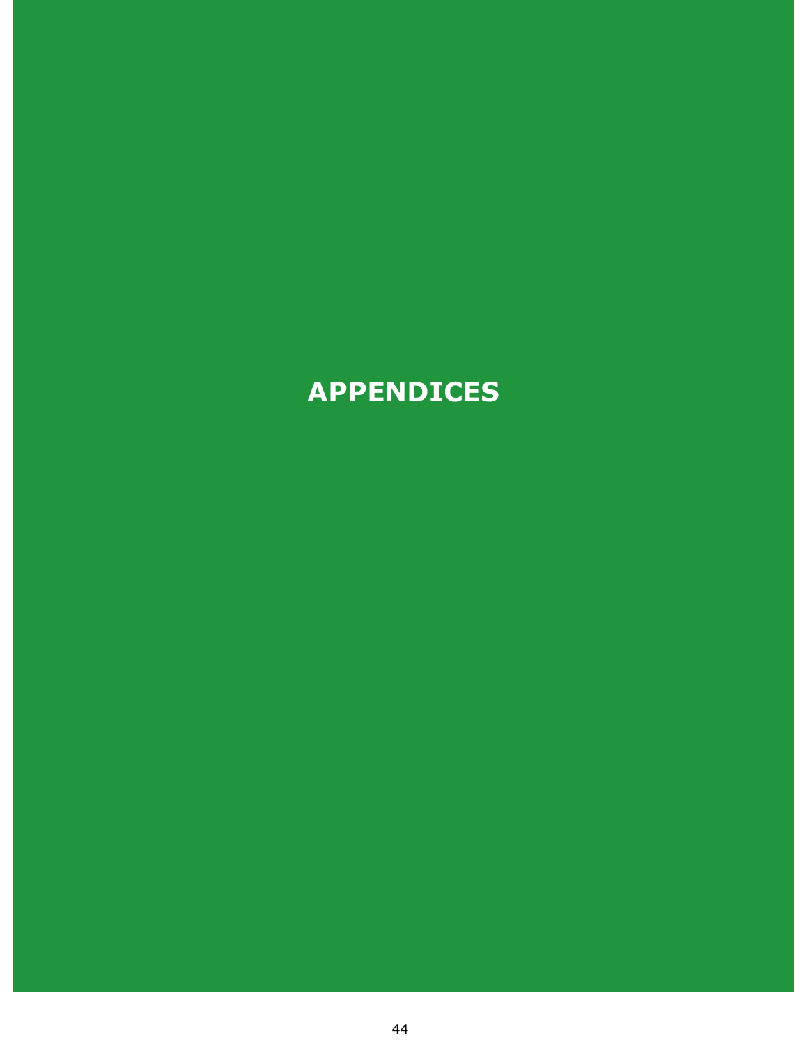# APPENDICES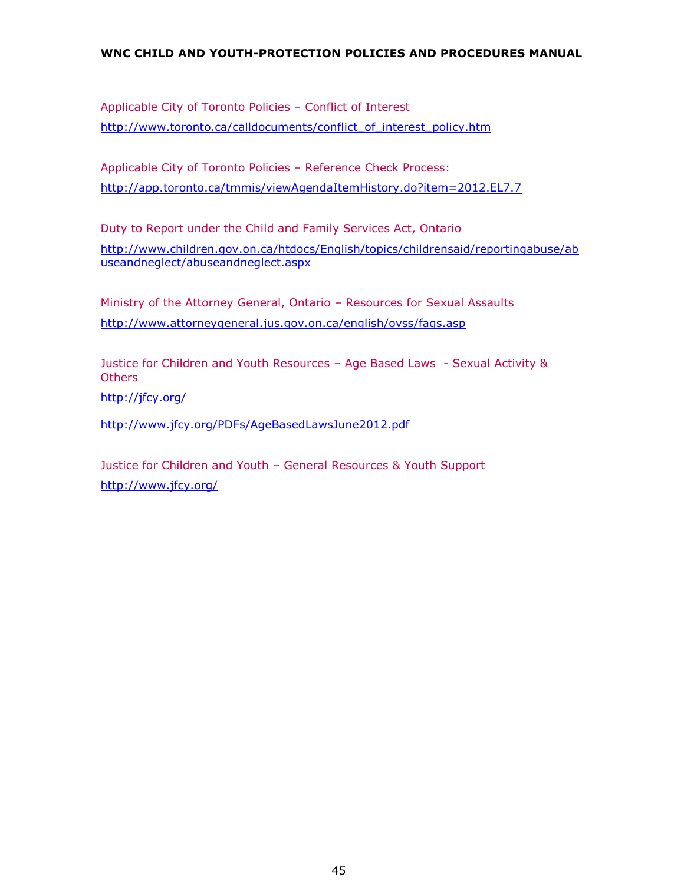Applicable City of Toronto Policies – Conflict of Interest

http://www.toronto.ca/calldocuments/conflict_of_interest_policy.htm

Applicable City of Toronto Policies – Reference Check Process:

http://app.toronto.ca/tmmis/viewAgendaItemHistory.do?item=2012.EL7.7

Duty to Report under the Child and Family Services Act, Ontario

http://www.children.gov.on.ca/htdocs/English/topics/childrensaid/reportingabuse/abuseandneglect/abuseandneglect.aspx

Ministry of the Attorney General, Ontario – Resources for Sexual Assaults

http://www.attorneygeneral.jus.gov.on.ca/english/ovss/faqs.asp

Justice for Children and Youth Resources – Age Based Laws - Sexual Activity & Others

http://jfcy.org/

http://www.jfcy.org/PDFs/AgeBasedLawsJune2012.pdf

Justice for Children and Youth – General Resources & Youth Support

http://www.jfcy.org/